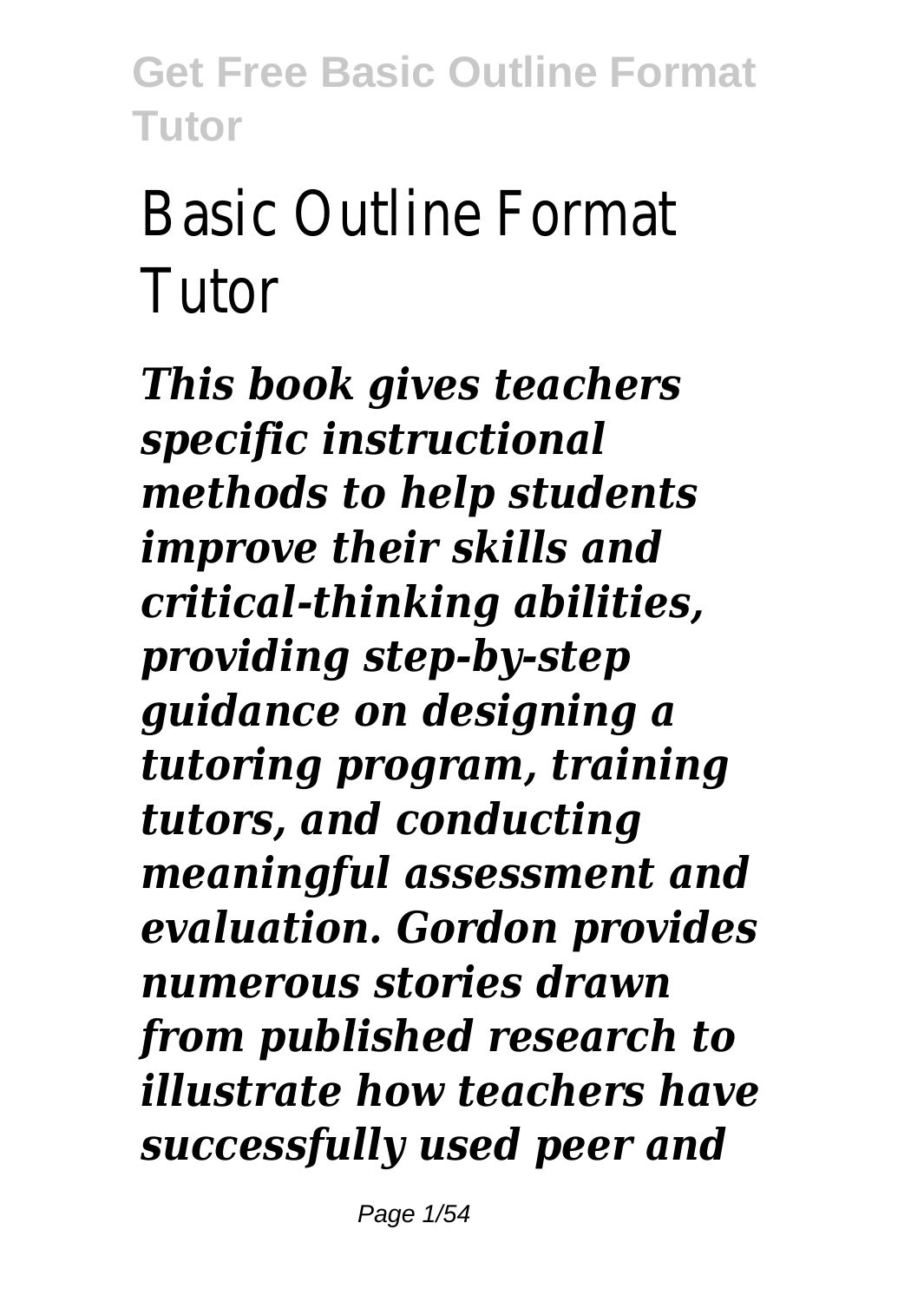# Basic Outline Format Tutor

***This book gives teachers specific instructional methods to help students improve their skills and critical-thinking abilities, providing step-by-step guidance on designing a tutoring program, training tutors, and conducting meaningful assessment and evaluation. Gordon provides numerous stories drawn from published research to illustrate how teachers have successfully used peer and***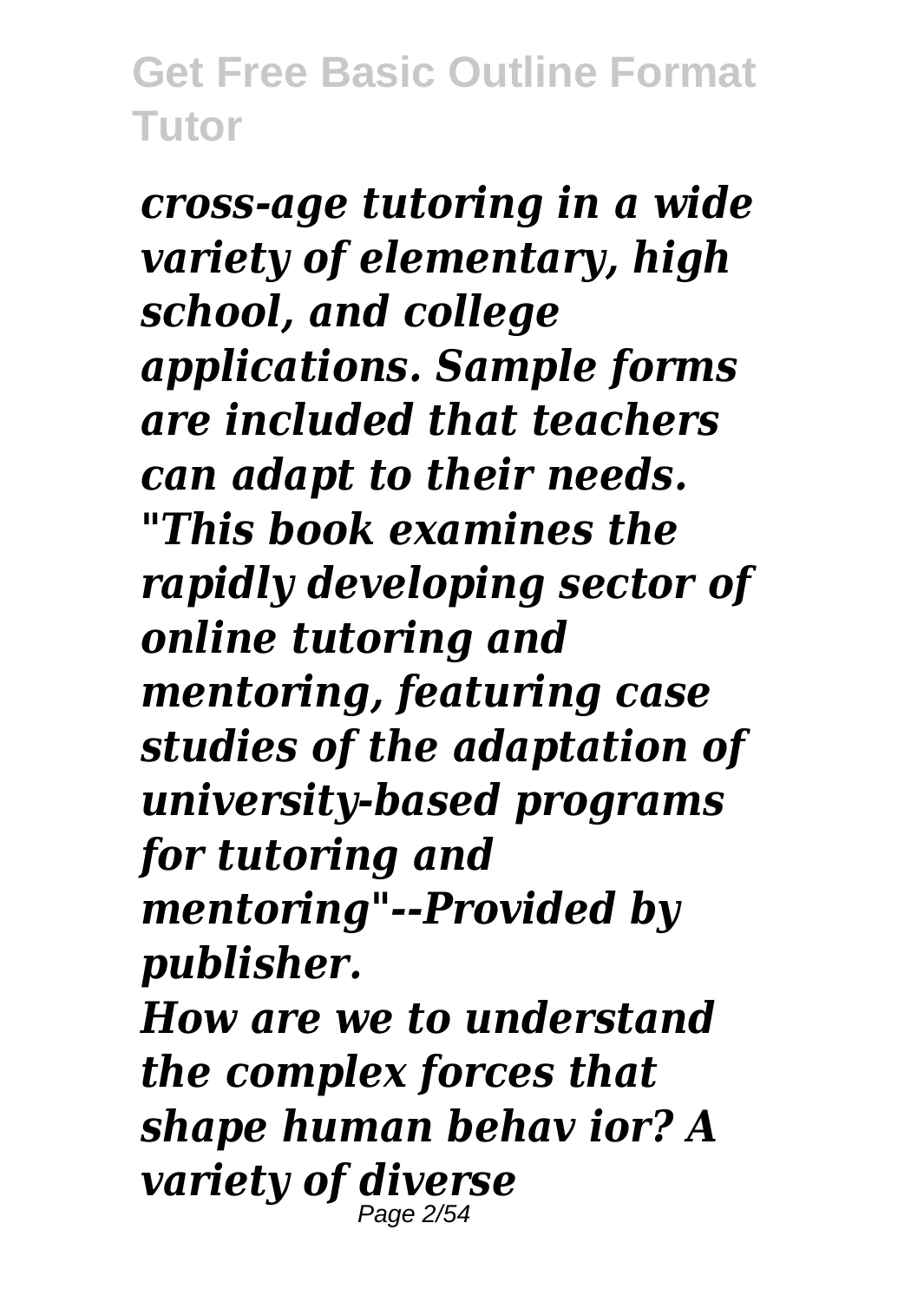*cross-age tutoring in a wide variety of elementary, high school, and college applications. Sample forms are included that teachers can adapt to their needs.*

*"This book examines the rapidly developing sector of online tutoring and mentoring, featuring case studies of the adaptation of university-based programs for tutoring and mentoring"--Provided by publisher.*

*How are we to understand the complex forces that shape human behav ior? A variety of diverse*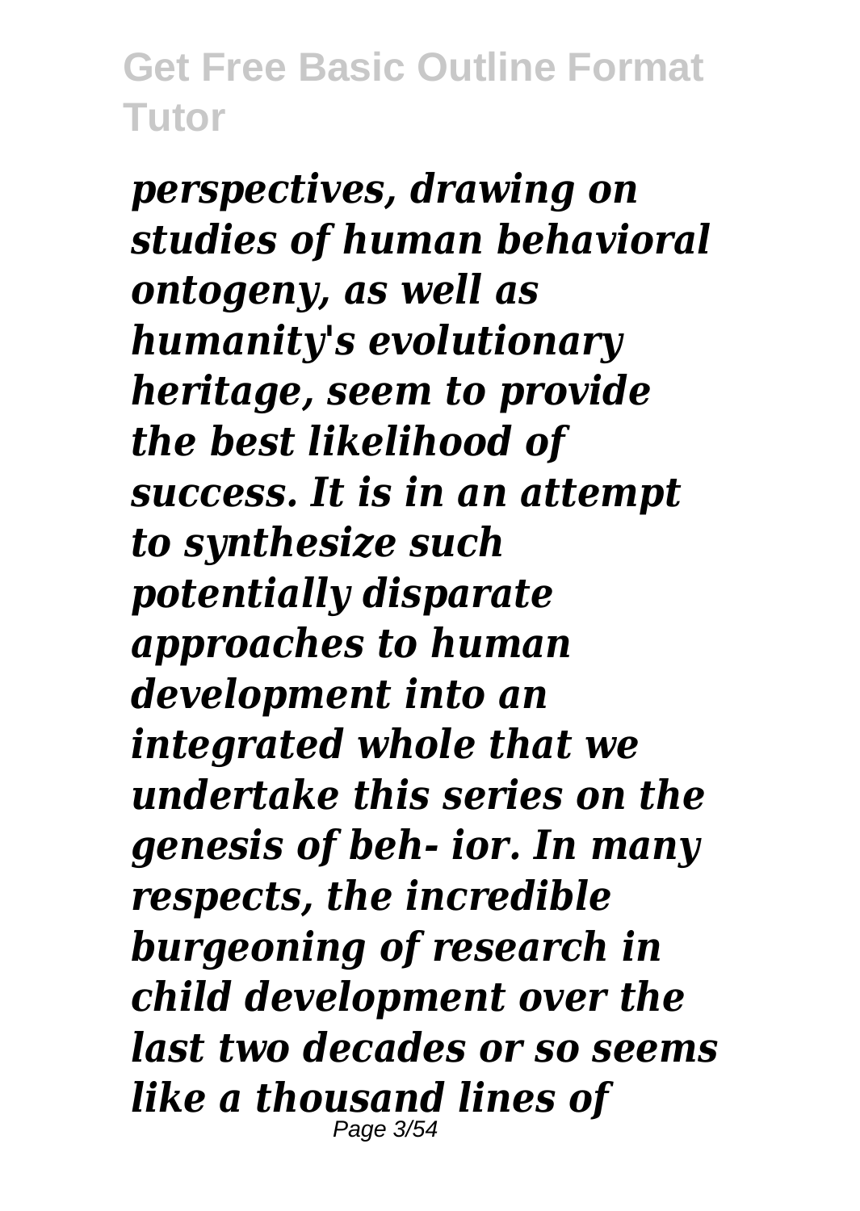*perspectives, drawing on studies of human behavioral ontogeny, as well as humanity's evolutionary heritage, seem to provide the best likelihood of success. It is in an attempt to synthesize such potentially disparate approaches to human development into an integrated whole that we undertake this series on the genesis of beh- ior. In many respects, the incredible burgeoning of research in child development over the last two decades or so seems like a thousand lines of*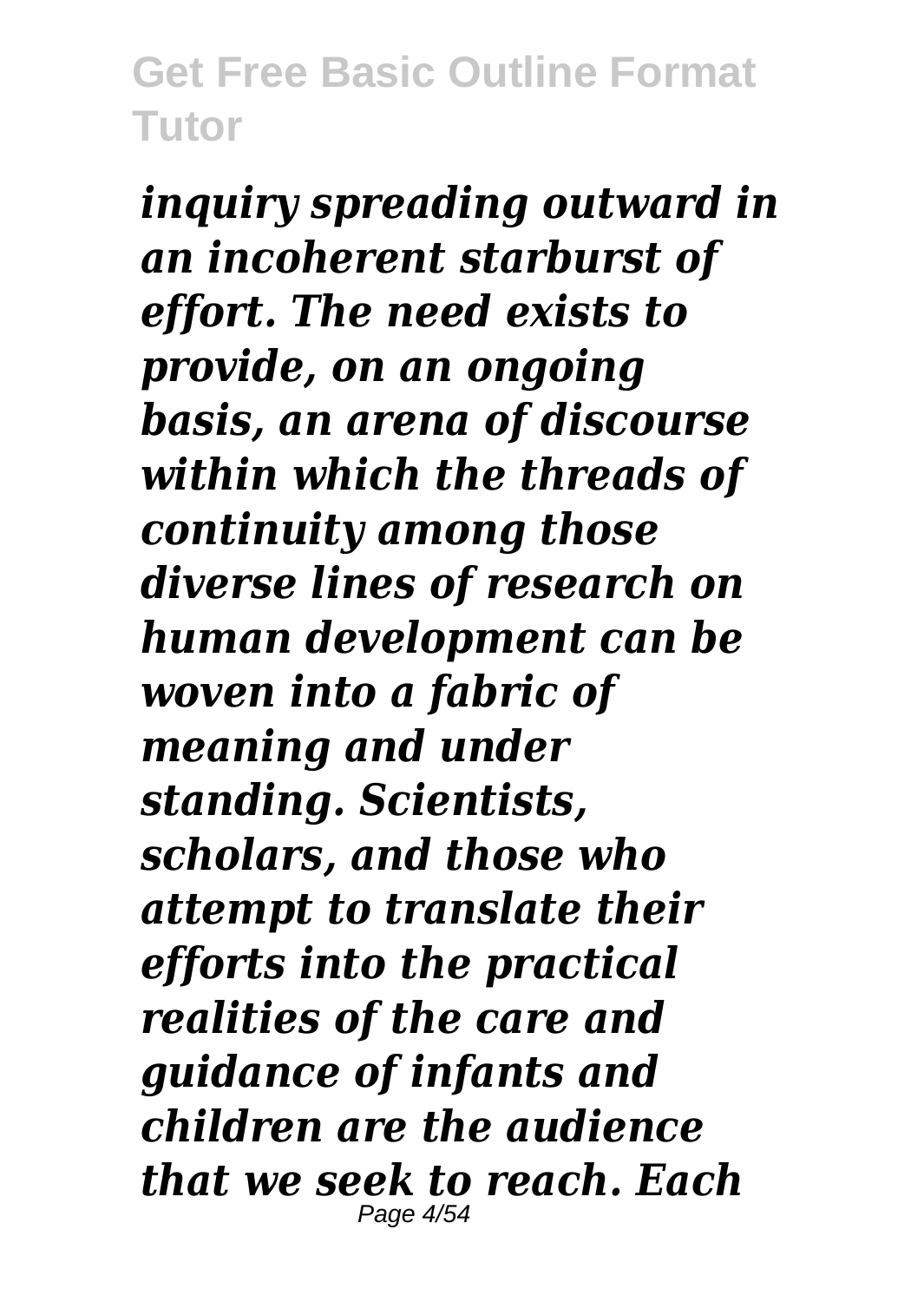*inquiry spreading outward in an incoherent starburst of effort. The need exists to provide, on an ongoing basis, an arena of discourse within which the threads of continuity among those diverse lines of research on human development can be woven into a fabric of meaning and under standing. Scientists, scholars, and those who attempt to translate their efforts into the practical realities of the care and guidance of infants and children are the audience that we seek to reach. Each*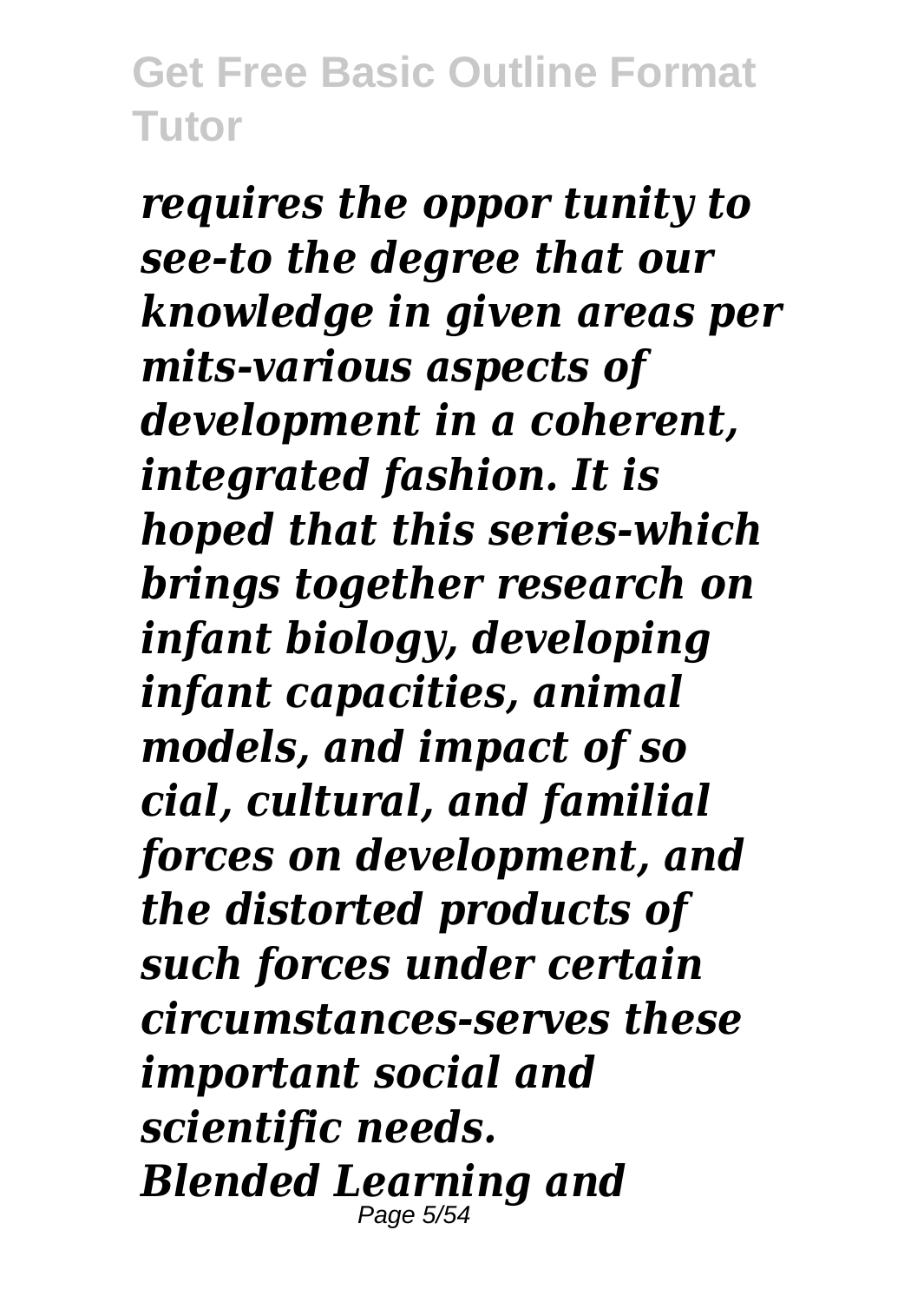*requires the oppor tunity to see-to the degree that our knowledge in given areas per mits-various aspects of development in a coherent, integrated fashion. It is hoped that this series-which brings together research on infant biology, developing infant capacities, animal models, and impact of so cial, cultural, and familial forces on development, and the distorted products of such forces under certain circumstances-serves these important social and scientific needs.*

***Blended Learning and***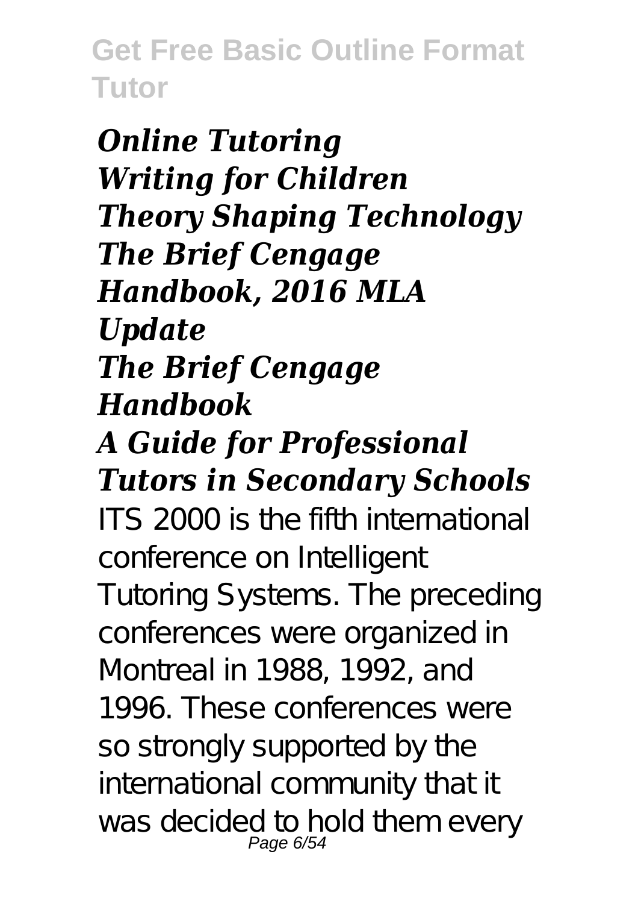*Online Tutoring*
*Writing for Children*
*Theory Shaping Technology*
*The Brief Cengage Handbook, 2016 MLA Update*
*The Brief Cengage Handbook*
*A Guide for Professional Tutors in Secondary Schools*

ITS 2000 is the fifth international conference on Intelligent Tutoring Systems. The preceding conferences were organized in Montreal in 1988, 1992, and 1996. These conferences were so strongly supported by the international community that it was decided to hold them every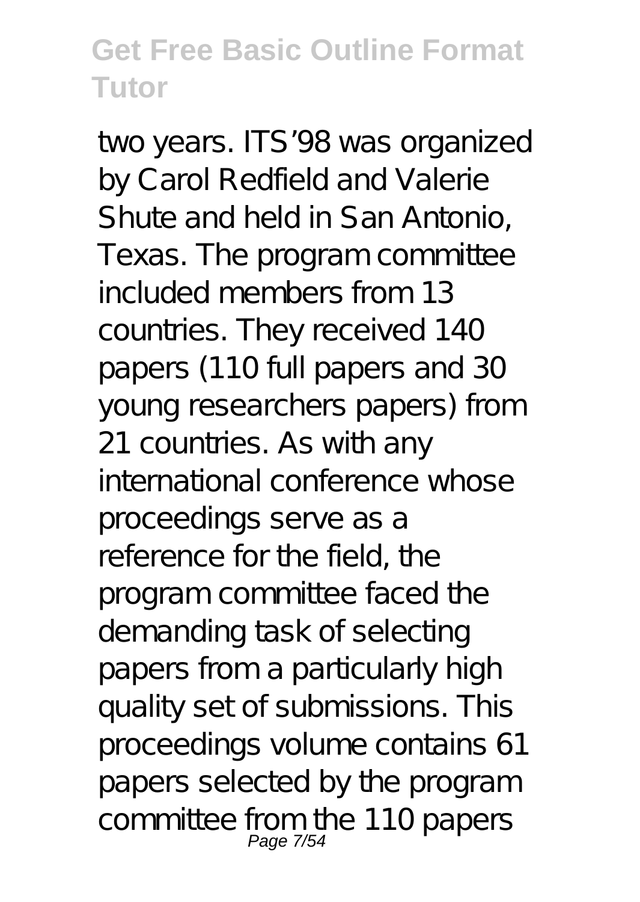two years. ITS'98 was organized by Carol Redfield and Valerie Shute and held in San Antonio, Texas. The program committee included members from 13 countries. They received 140 papers (110 full papers and 30 young researchers papers) from 21 countries. As with any international conference whose proceedings serve as a reference for the field, the program committee faced the demanding task of selecting papers from a particularly high quality set of submissions. This proceedings volume contains 61 papers selected by the program committee from the 110 papers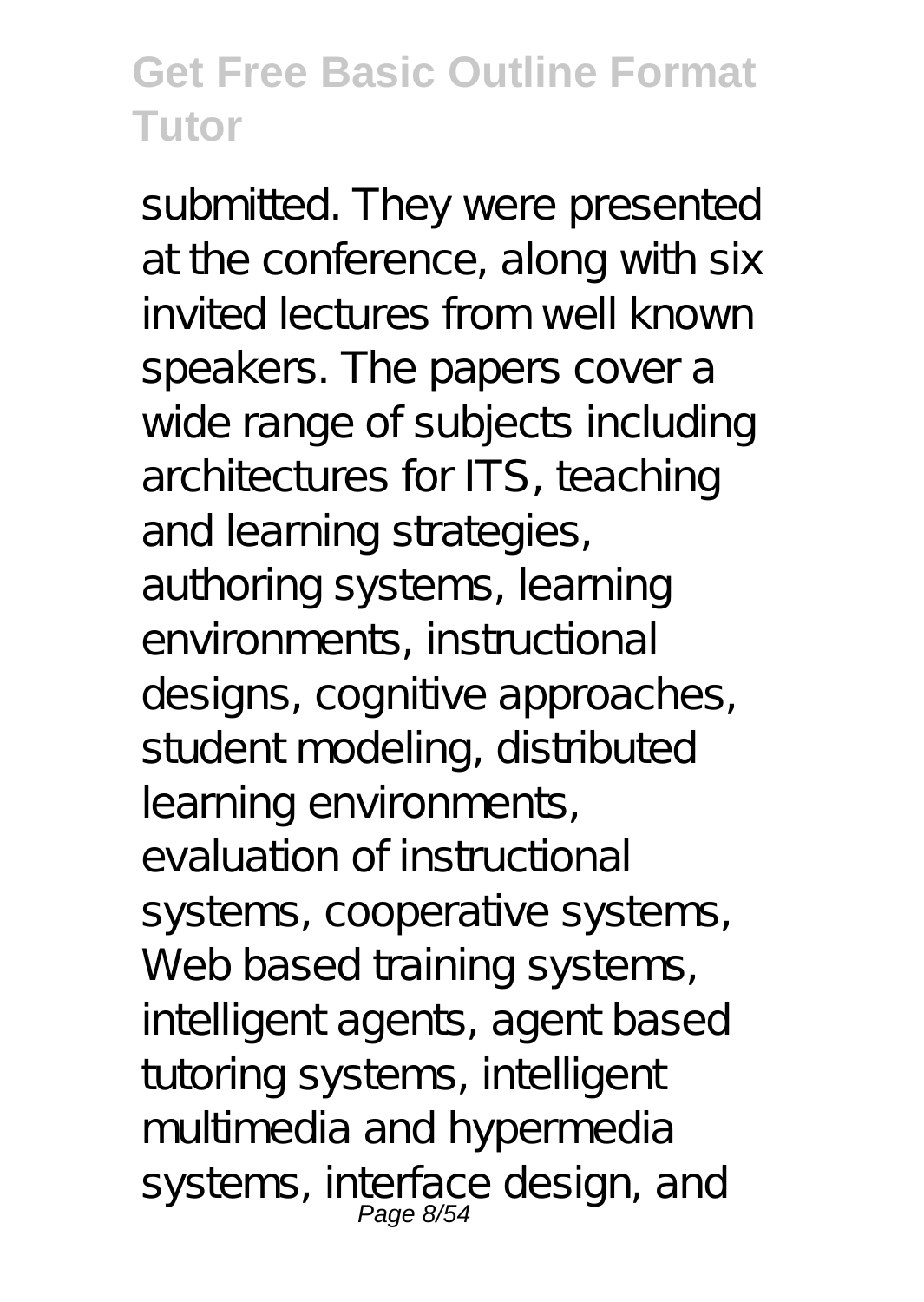submitted. They were presented at the conference, along with six invited lectures from well known speakers. The papers cover a wide range of subjects including architectures for ITS, teaching and learning strategies, authoring systems, learning environments, instructional designs, cognitive approaches, student modeling, distributed learning environments, evaluation of instructional systems, cooperative systems, Web based training systems, intelligent agents, agent based tutoring systems, intelligent multimedia and hypermedia systems, interface design, and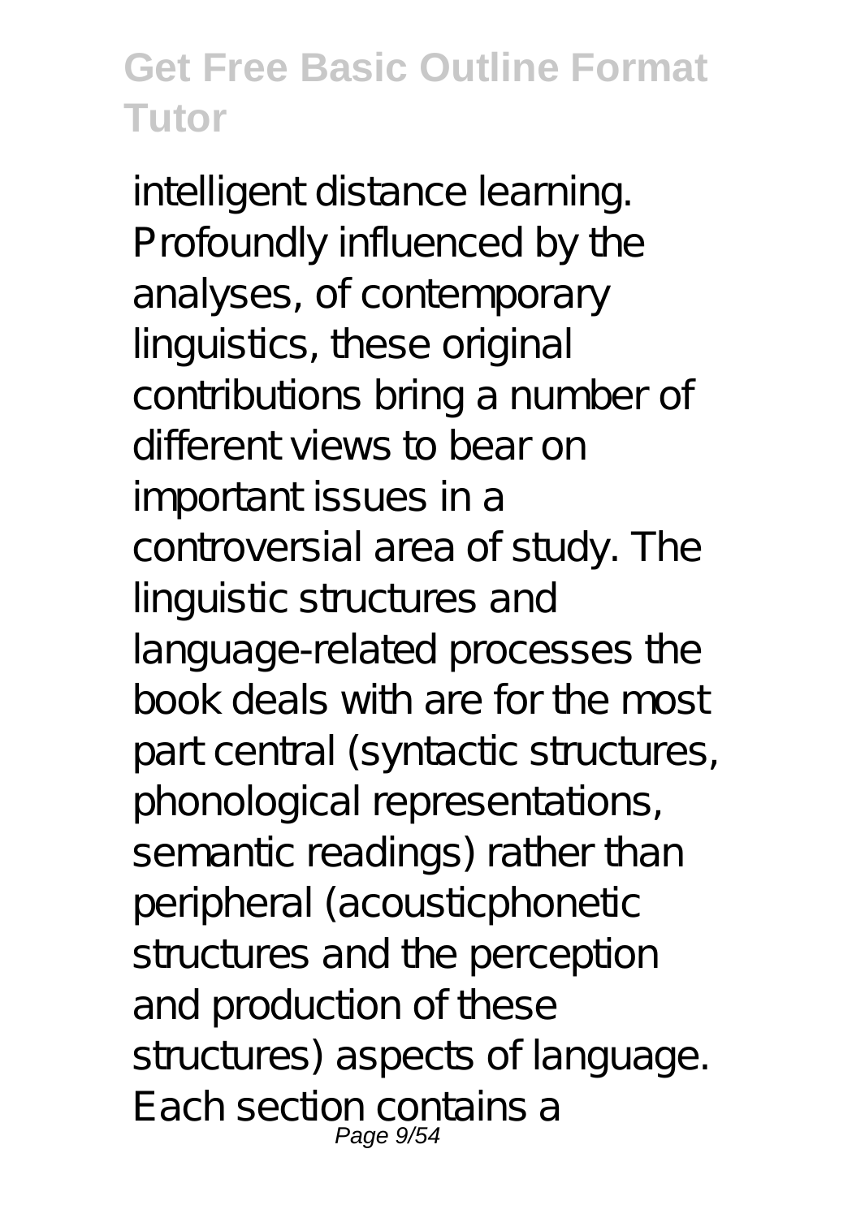intelligent distance learning. Profoundly influenced by the analyses, of contemporary linguistics, these original contributions bring a number of different views to bear on important issues in a controversial area of study. The linguistic structures and language-related processes the book deals with are for the most part central (syntactic structures, phonological representations, semantic readings) rather than peripheral (acousticphonetic structures and the perception and production of these structures) aspects of language. Each section contains a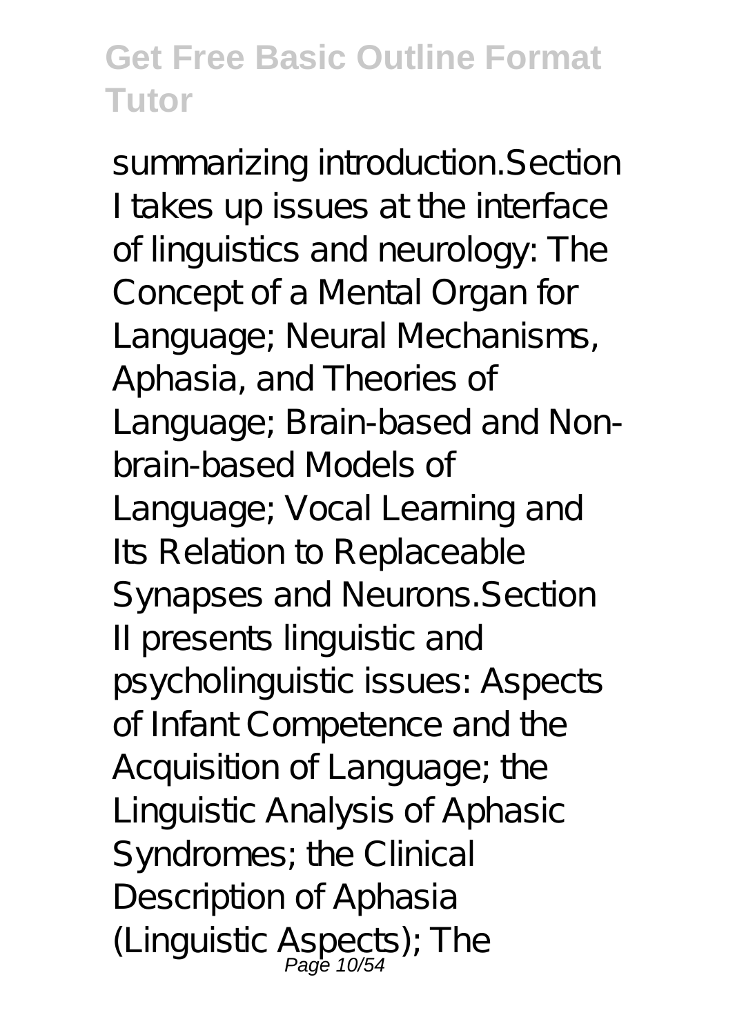summarizing introduction.Section I takes up issues at the interface of linguistics and neurology: The Concept of a Mental Organ for Language; Neural Mechanisms, Aphasia, and Theories of Language; Brain-based and Non-brain-based Models of Language; Vocal Learning and Its Relation to Replaceable Synapses and Neurons.Section II presents linguistic and psycholinguistic issues: Aspects of Infant Competence and the Acquisition of Language; the Linguistic Analysis of Aphasic Syndromes; the Clinical Description of Aphasia (Linguistic Aspects); The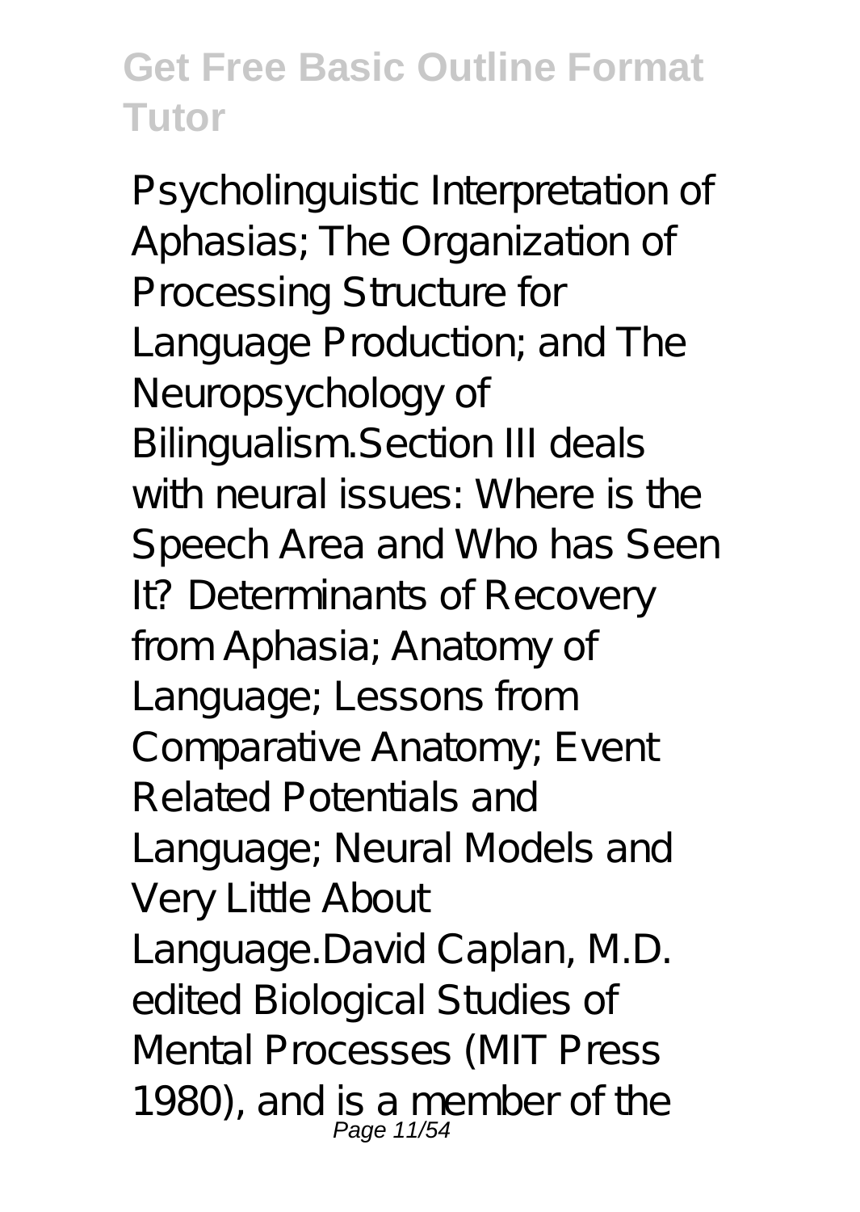Psycholinguistic Interpretation of Aphasias; The Organization of Processing Structure for Language Production; and The Neuropsychology of Bilingualism.Section III deals with neural issues: Where is the Speech Area and Who has Seen It? Determinants of Recovery from Aphasia; Anatomy of Language; Lessons from Comparative Anatomy; Event Related Potentials and Language; Neural Models and Very Little About Language.David Caplan, M.D. edited Biological Studies of Mental Processes (MIT Press 1980), and is a member of the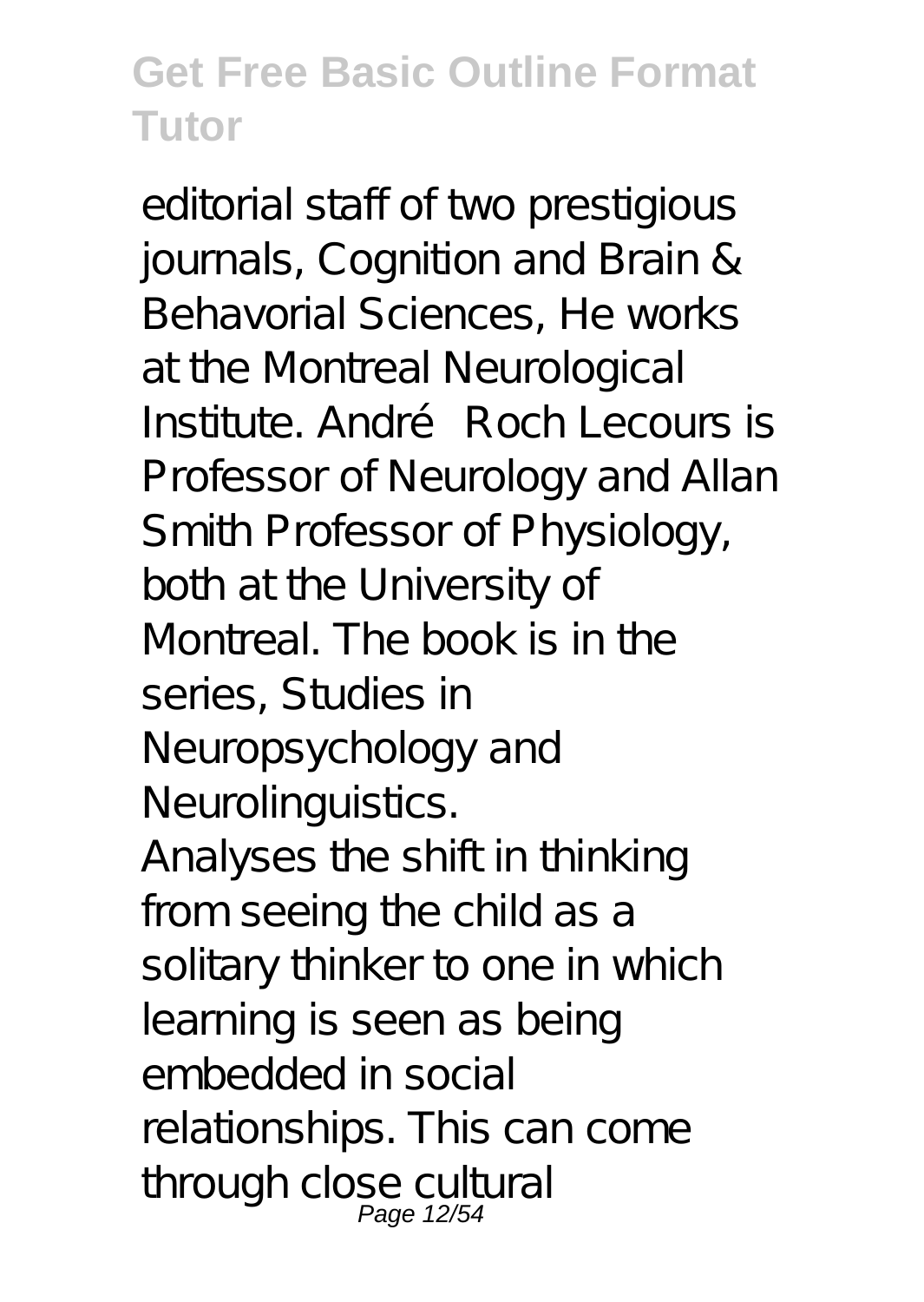editorial staff of two prestigious journals, Cognition and Brain & Behavorial Sciences, He works at the Montreal Neurological Institute. André Roch Lecours is Professor of Neurology and Allan Smith Professor of Physiology, both at the University of Montreal. The book is in the series, Studies in Neuropsychology and Neurolinguistics.

Analyses the shift in thinking from seeing the child as a solitary thinker to one in which learning is seen as being embedded in social relationships. This can come through close cultural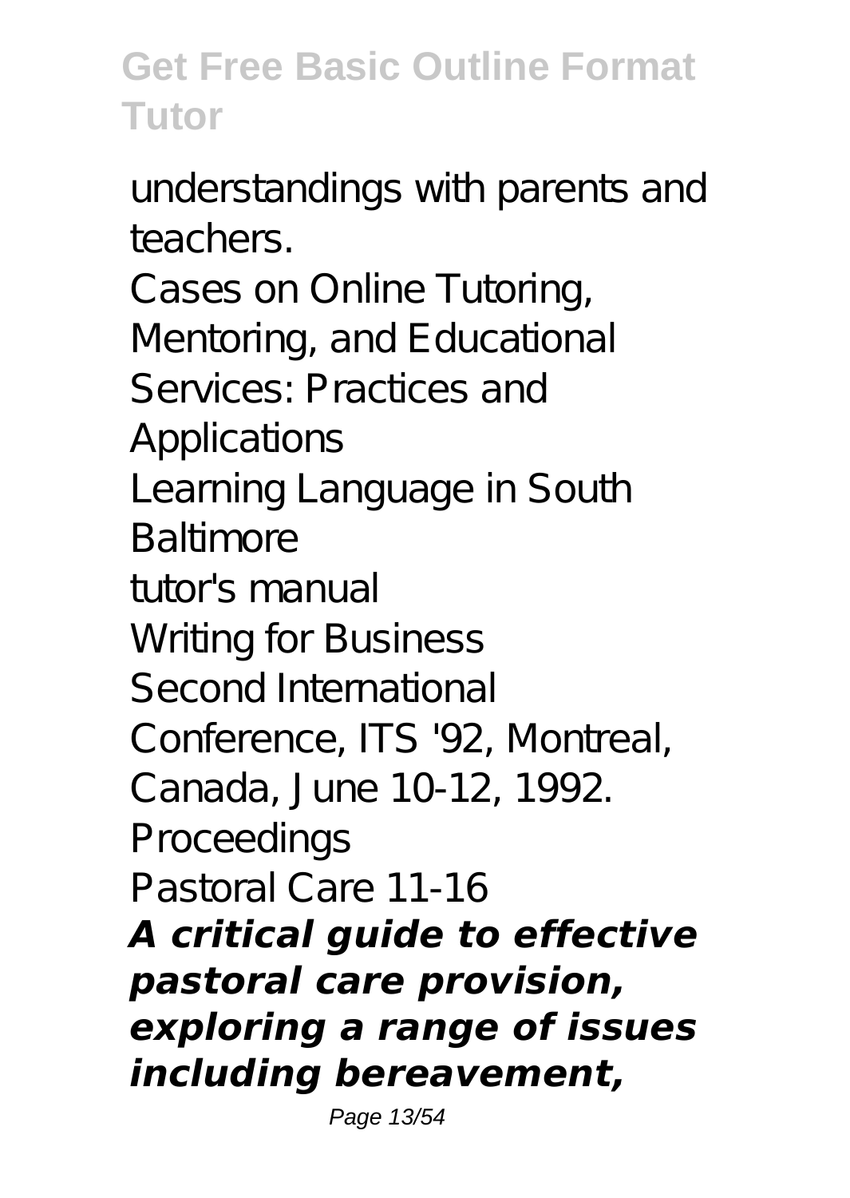understandings with parents and teachers.

Cases on Online Tutoring, Mentoring, and Educational Services: Practices and Applications

Learning Language in South Baltimore

tutor's manual

Writing for Business

Second International Conference, ITS '92, Montreal, Canada, June 10-12, 1992. Proceedings

Pastoral Care 11-16

***A critical guide to effective pastoral care provision, exploring a range of issues including bereavement,***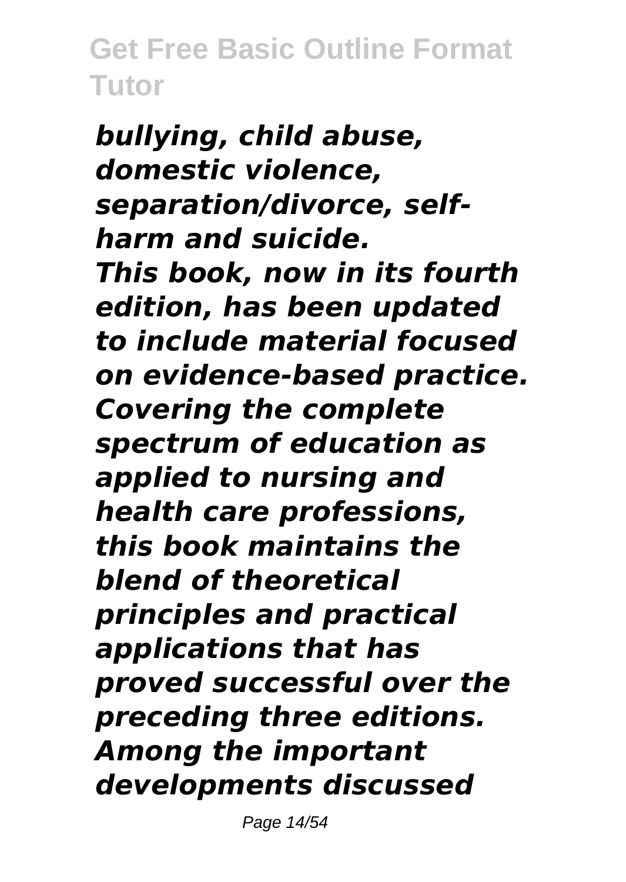*bullying, child abuse, domestic violence, separation/divorce, self-harm and suicide.*

*This book, now in its fourth edition, has been updated to include material focused on evidence-based practice. Covering the complete spectrum of education as applied to nursing and health care professions, this book maintains the blend of theoretical principles and practical applications that has proved successful over the preceding three editions. Among the important developments discussed*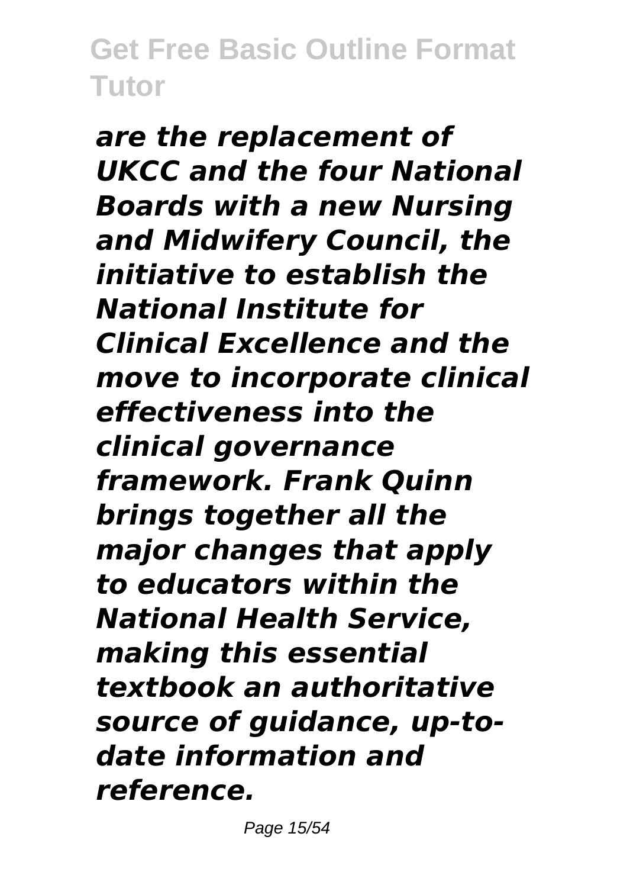*are the replacement of UKCC and the four National Boards with a new Nursing and Midwifery Council, the initiative to establish the National Institute for Clinical Excellence and the move to incorporate clinical effectiveness into the clinical governance framework. Frank Quinn brings together all the major changes that apply to educators within the National Health Service, making this essential textbook an authoritative source of guidance, up-to-date information and reference.*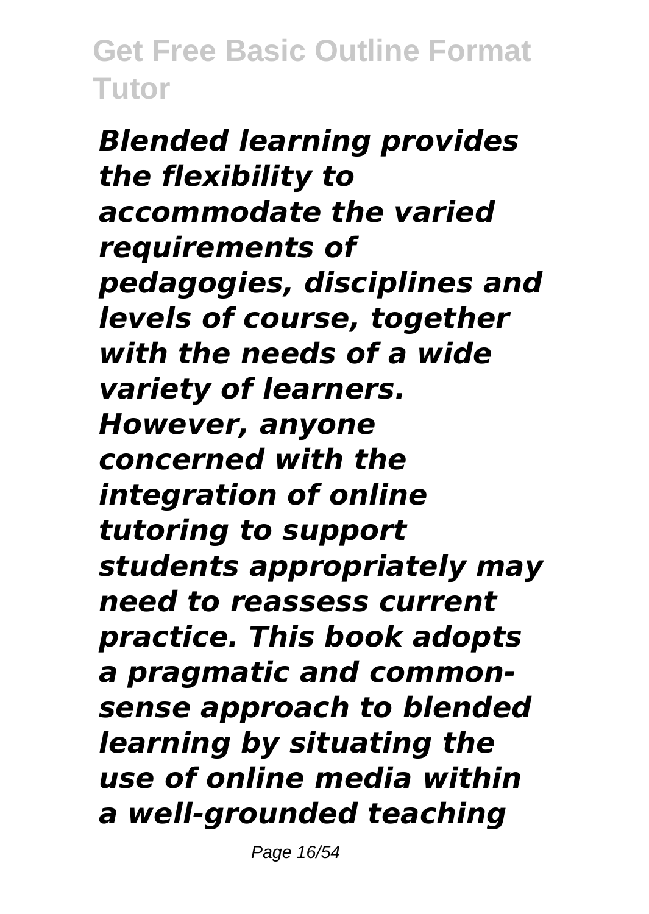*Blended learning provides the flexibility to accommodate the varied requirements of pedagogies, disciplines and levels of course, together with the needs of a wide variety of learners. However, anyone concerned with the integration of online tutoring to support students appropriately may need to reassess current practice. This book adopts a pragmatic and common-sense approach to blended learning by situating the use of online media within a well-grounded teaching*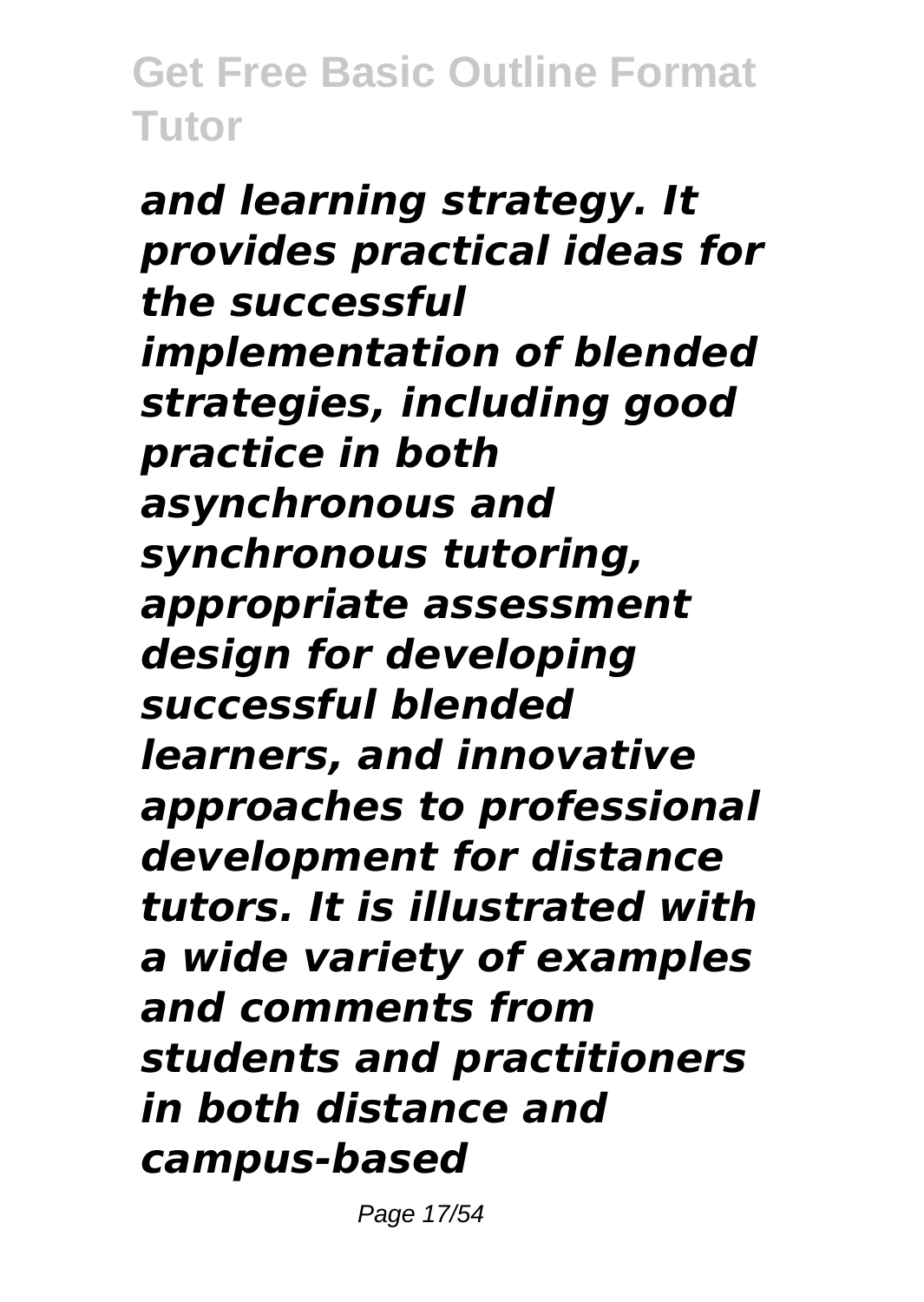*and learning strategy. It provides practical ideas for the successful implementation of blended strategies, including good practice in both asynchronous and synchronous tutoring, appropriate assessment design for developing successful blended learners, and innovative approaches to professional development for distance tutors. It is illustrated with a wide variety of examples and comments from students and practitioners in both distance and campus-based*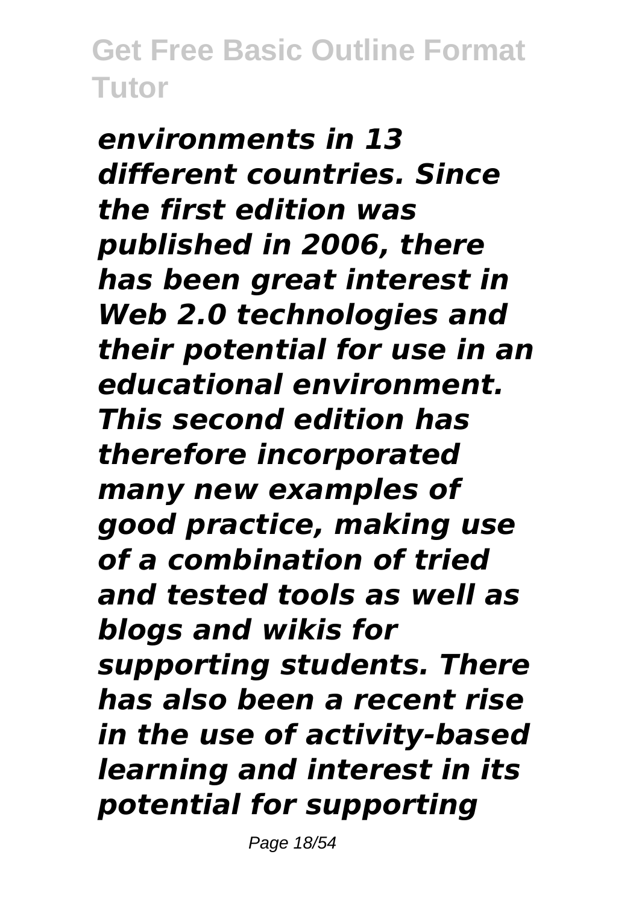*environments in 13 different countries. Since the first edition was published in 2006, there has been great interest in Web 2.0 technologies and their potential for use in an educational environment. This second edition has therefore incorporated many new examples of good practice, making use of a combination of tried and tested tools as well as blogs and wikis for supporting students. There has also been a recent rise in the use of activity-based learning and interest in its potential for supporting*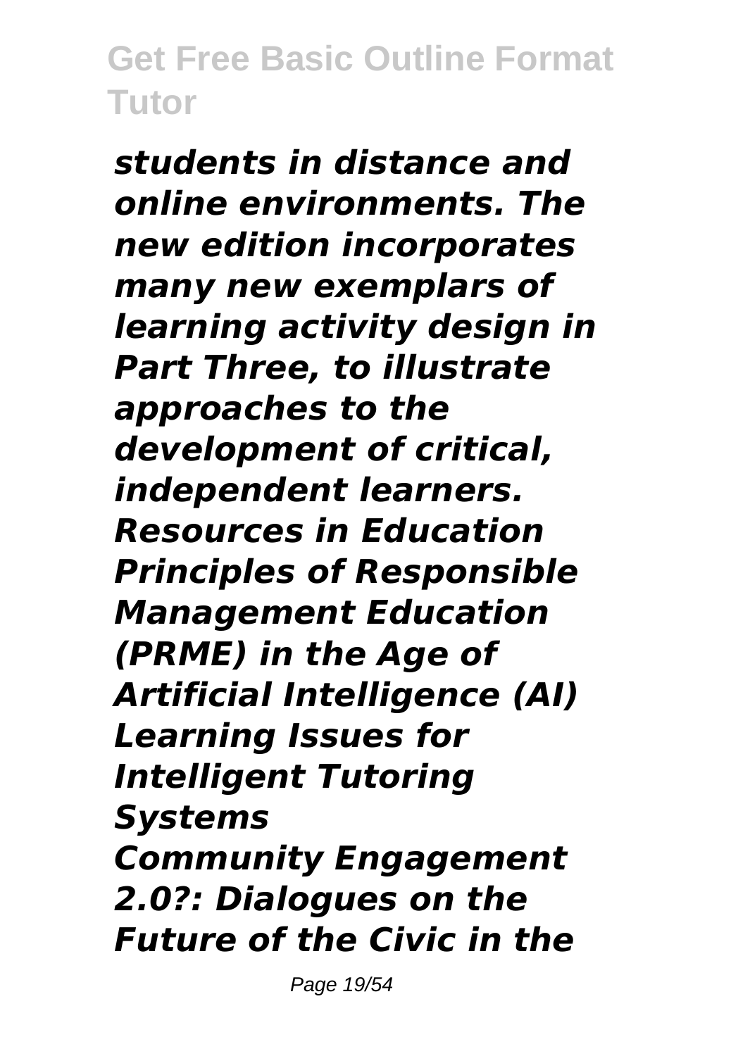*students in distance and online environments. The new edition incorporates many new exemplars of learning activity design in Part Three, to illustrate approaches to the development of critical, independent learners.*

*Resources in Education*

*Principles of Responsible Management Education (PRME) in the Age of Artificial Intelligence (AI)*

*Learning Issues for Intelligent Tutoring Systems*

*Community Engagement 2.0?: Dialogues on the Future of the Civic in the*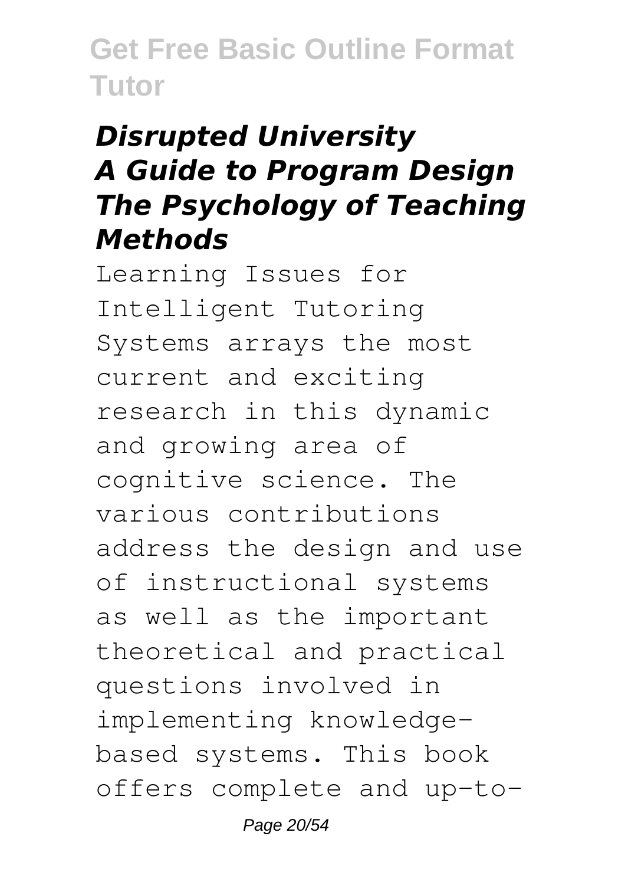## *Disrupted University*
## *A Guide to Program Design*
## *The Psychology of Teaching Methods*

Learning Issues for Intelligent Tutoring Systems arrays the most current and exciting research in this dynamic and growing area of cognitive science. The various contributions address the design and use of instructional systems as well as the important theoretical and practical questions involved in implementing knowledge-based systems. This book offers complete and up-to-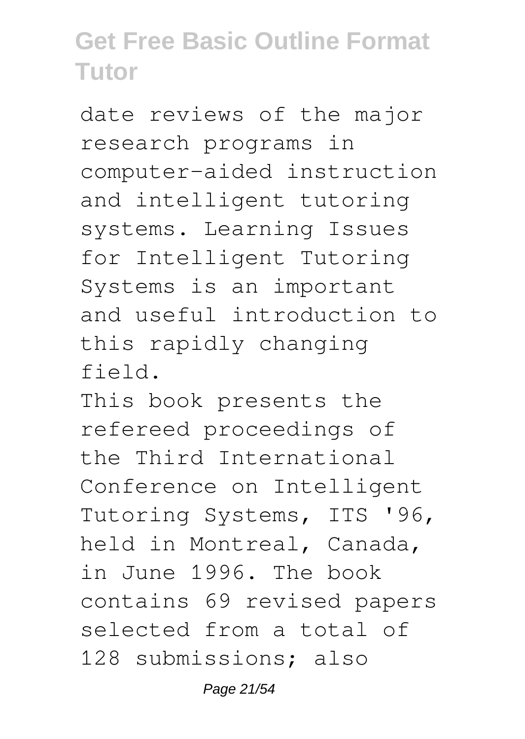date reviews of the major research programs in computer-aided instruction and intelligent tutoring systems. Learning Issues for Intelligent Tutoring Systems is an important and useful introduction to this rapidly changing field.

This book presents the refereed proceedings of the Third International Conference on Intelligent Tutoring Systems, ITS '96, held in Montreal, Canada, in June 1996. The book contains 69 revised papers selected from a total of 128 submissions; also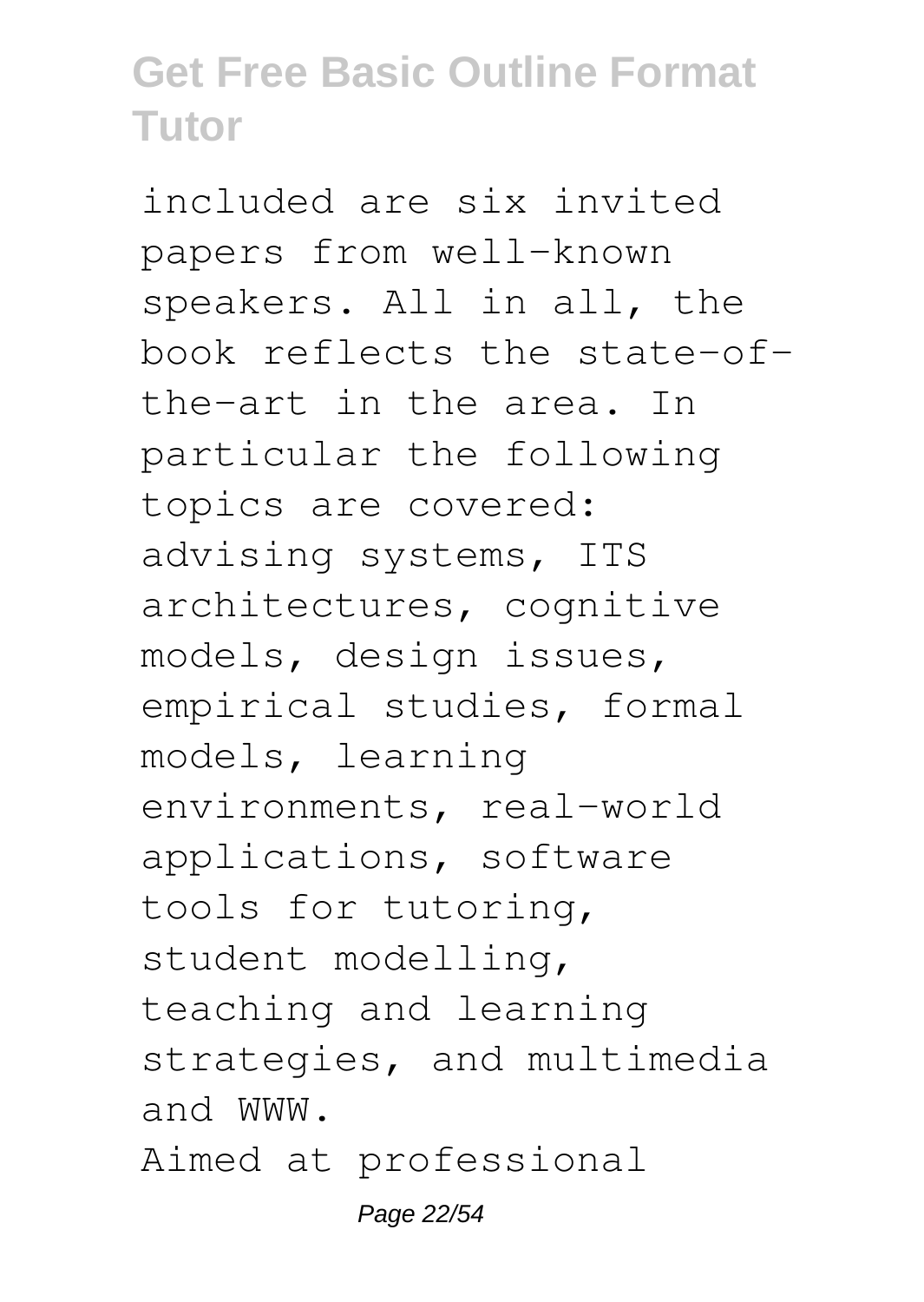included are six invited papers from well-known speakers. All in all, the book reflects the state-of-the-art in the area. In particular the following topics are covered: advising systems, ITS architectures, cognitive models, design issues, empirical studies, formal models, learning environments, real-world applications, software tools for tutoring, student modelling, teaching and learning strategies, and multimedia and WWW.

Aimed at professional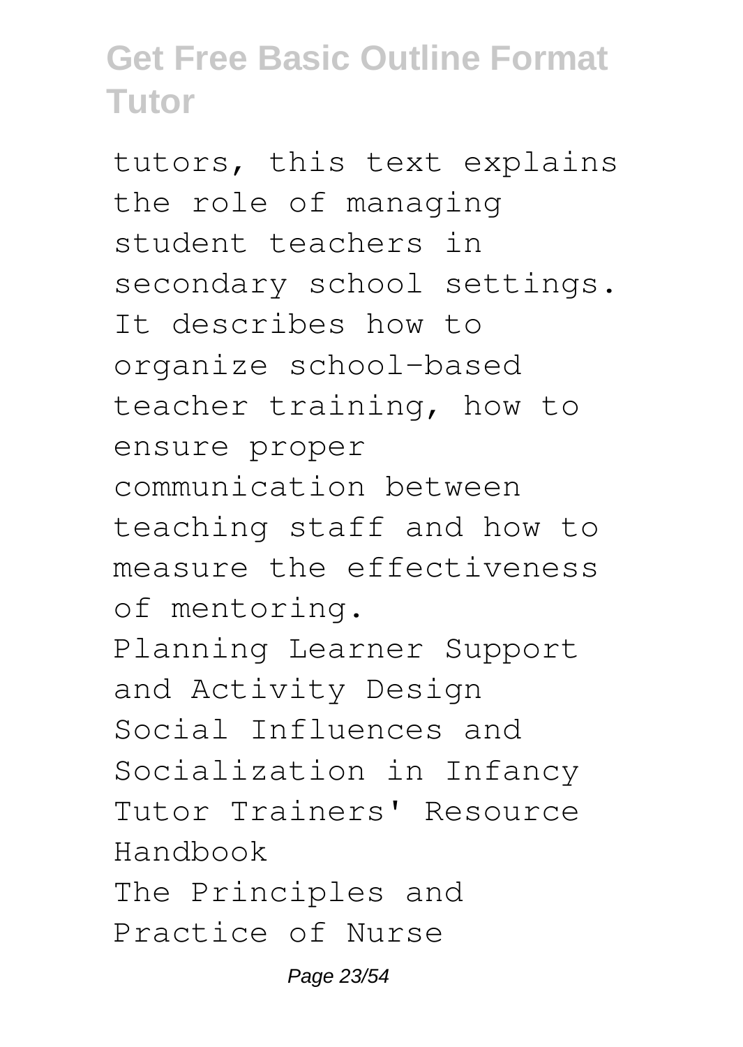tutors, this text explains the role of managing student teachers in secondary school settings. It describes how to organize school-based teacher training, how to ensure proper communication between teaching staff and how to measure the effectiveness of mentoring.

Planning Learner Support and Activity Design
Social Influences and Socialization in Infancy
Tutor Trainers' Resource Handbook
The Principles and Practice of Nurse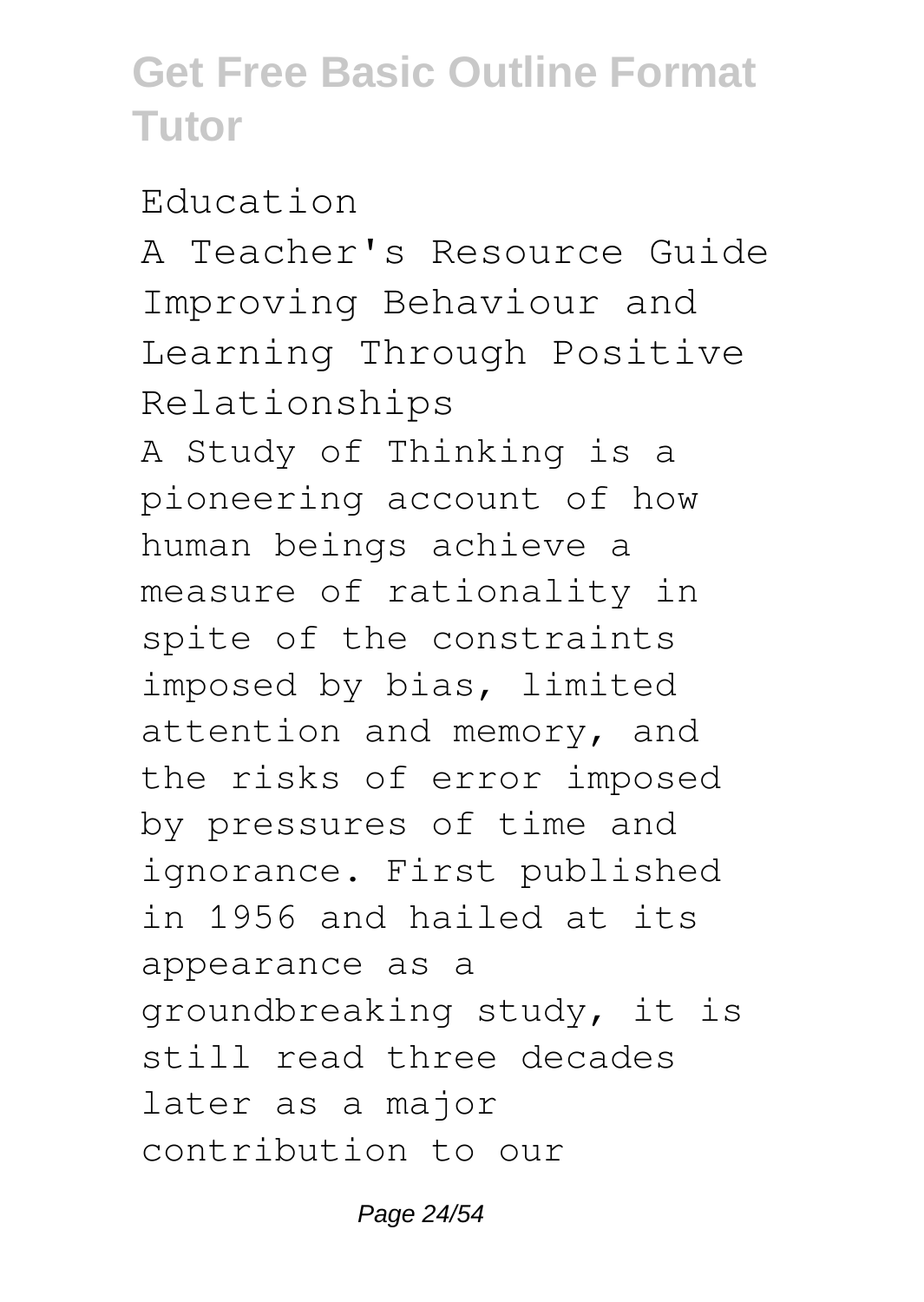Education

A Teacher's Resource Guide

Improving Behaviour and Learning Through Positive Relationships

A Study of Thinking is a pioneering account of how human beings achieve a measure of rationality in spite of the constraints imposed by bias, limited attention and memory, and the risks of error imposed by pressures of time and ignorance. First published in 1956 and hailed at its appearance as a groundbreaking study, it is still read three decades later as a major contribution to our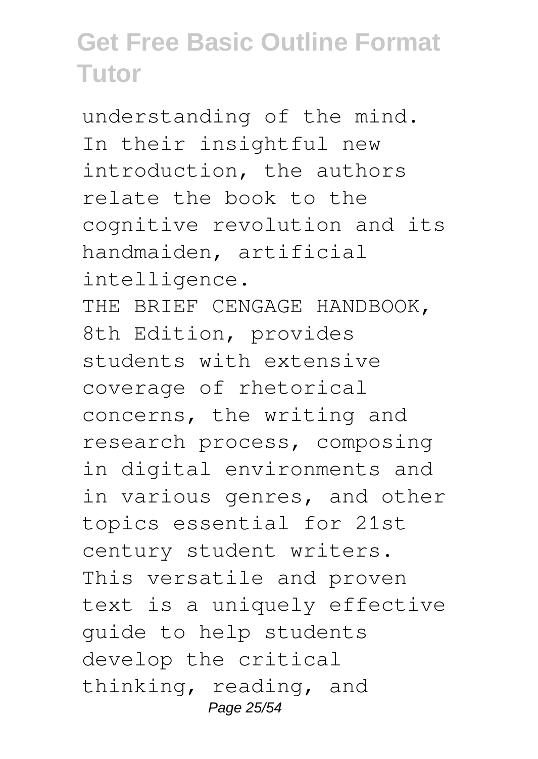understanding of the mind. In their insightful new introduction, the authors relate the book to the cognitive revolution and its handmaiden, artificial intelligence.

THE BRIEF CENGAGE HANDBOOK, 8th Edition, provides students with extensive coverage of rhetorical concerns, the writing and research process, composing in digital environments and in various genres, and other topics essential for 21st century student writers. This versatile and proven text is a uniquely effective guide to help students develop the critical thinking, reading, and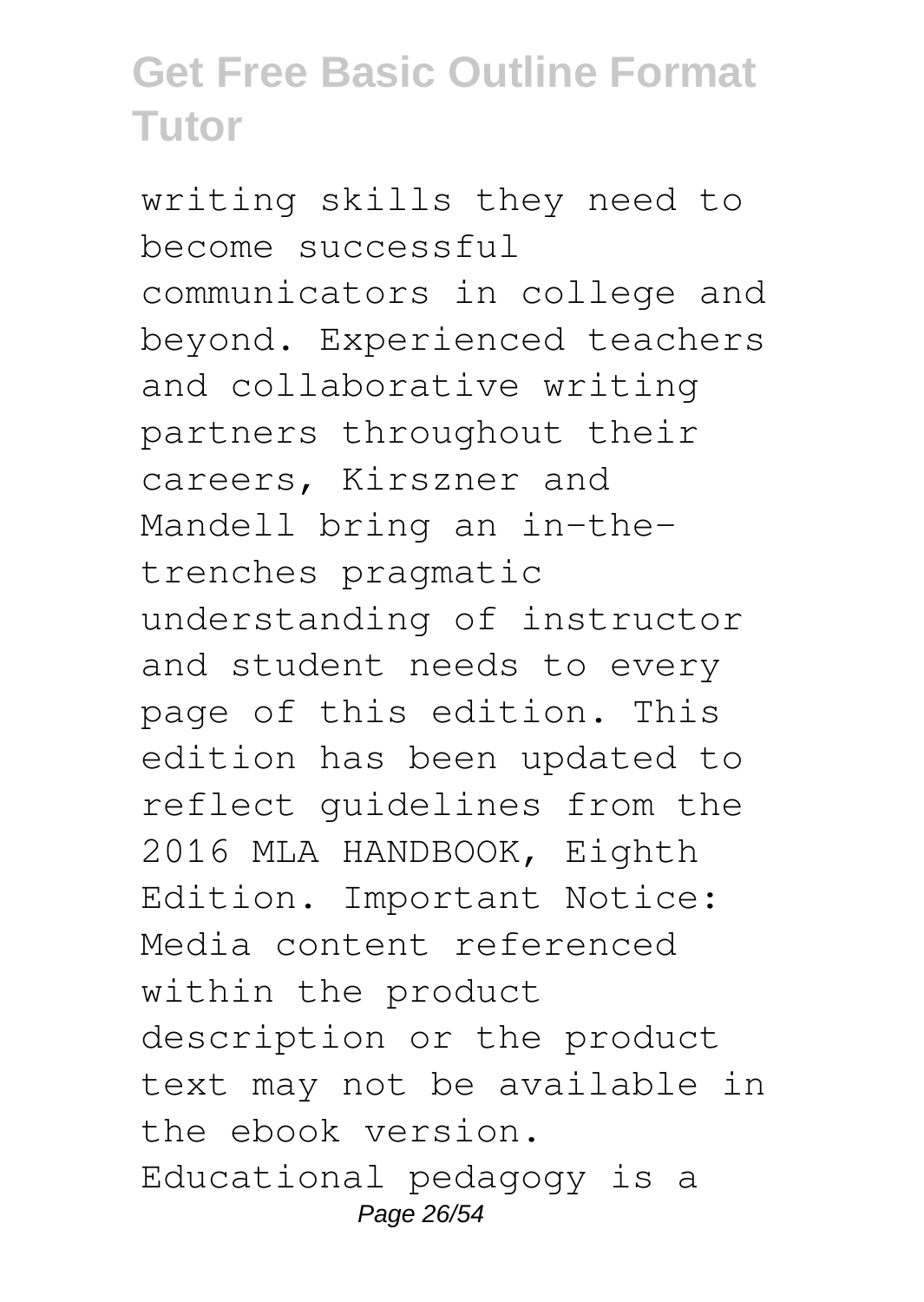writing skills they need to become successful communicators in college and beyond. Experienced teachers and collaborative writing partners throughout their careers, Kirszner and Mandell bring an in-the-trenches pragmatic understanding of instructor and student needs to every page of this edition. This edition has been updated to reflect guidelines from the 2016 MLA HANDBOOK, Eighth Edition. Important Notice: Media content referenced within the product description or the product text may not be available in the ebook version. Educational pedagogy is a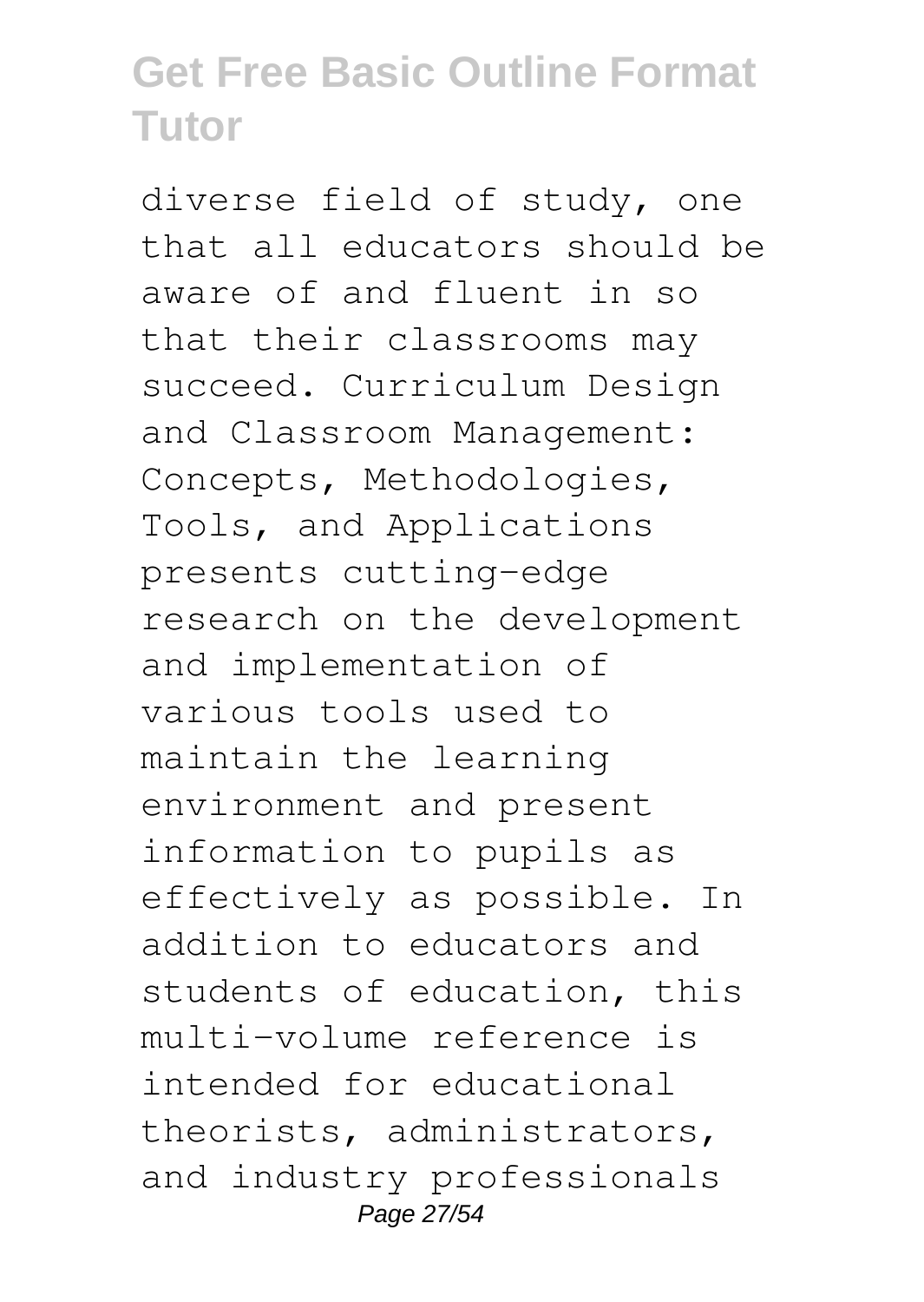diverse field of study, one that all educators should be aware of and fluent in so that their classrooms may succeed. Curriculum Design and Classroom Management: Concepts, Methodologies, Tools, and Applications presents cutting-edge research on the development and implementation of various tools used to maintain the learning environment and present information to pupils as effectively as possible. In addition to educators and students of education, this multi-volume reference is intended for educational theorists, administrators, and industry professionals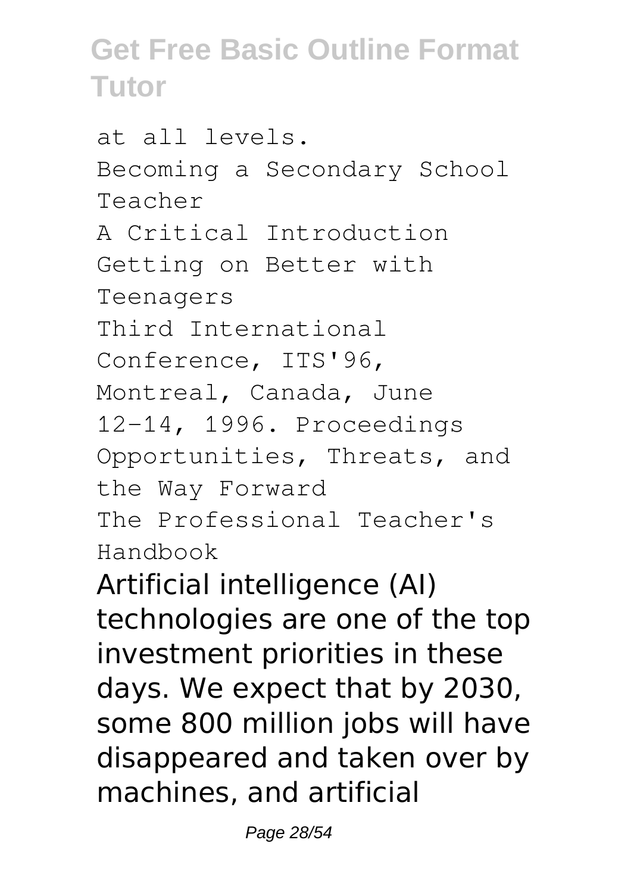at all levels.
Becoming a Secondary School Teacher
A Critical Introduction
Getting on Better with Teenagers
Third International Conference, ITS'96, Montreal, Canada, June 12-14, 1996. Proceedings
Opportunities, Threats, and the Way Forward
The Professional Teacher's Handbook

Artificial intelligence (AI) technologies are one of the top investment priorities in these days. We expect that by 2030, some 800 million jobs will have disappeared and taken over by machines, and artificial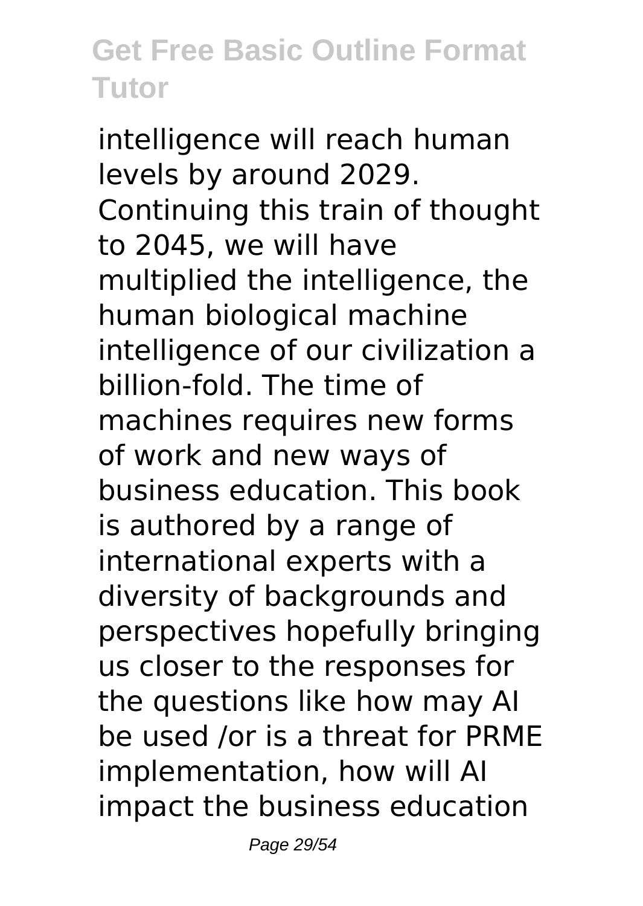intelligence will reach human levels by around 2029. Continuing this train of thought to 2045, we will have multiplied the intelligence, the human biological machine intelligence of our civilization a billion-fold. The time of machines requires new forms of work and new ways of business education. This book is authored by a range of international experts with a diversity of backgrounds and perspectives hopefully bringing us closer to the responses for the questions like how may AI be used /or is a threat for PRME implementation, how will AI impact the business education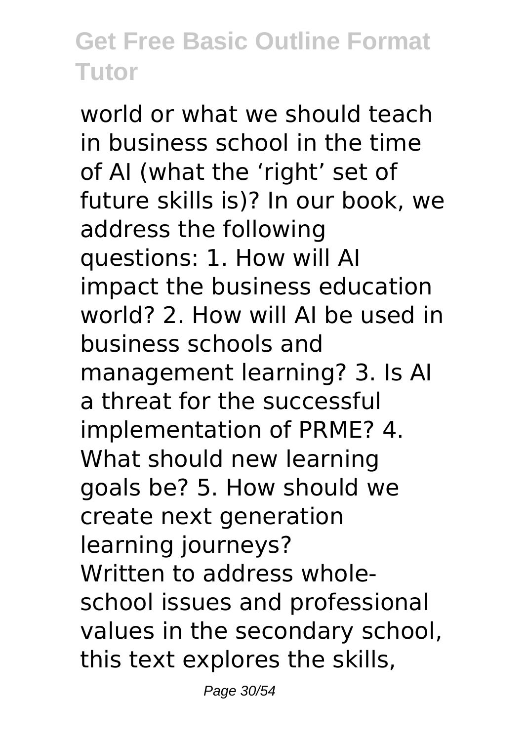world or what we should teach in business school in the time of AI (what the 'right' set of future skills is)? In our book, we address the following questions: 1. How will AI impact the business education world? 2. How will AI be used in business schools and management learning? 3. Is AI a threat for the successful implementation of PRME? 4. What should new learning goals be? 5. How should we create next generation learning journeys?

Written to address whole-school issues and professional values in the secondary school, this text explores the skills,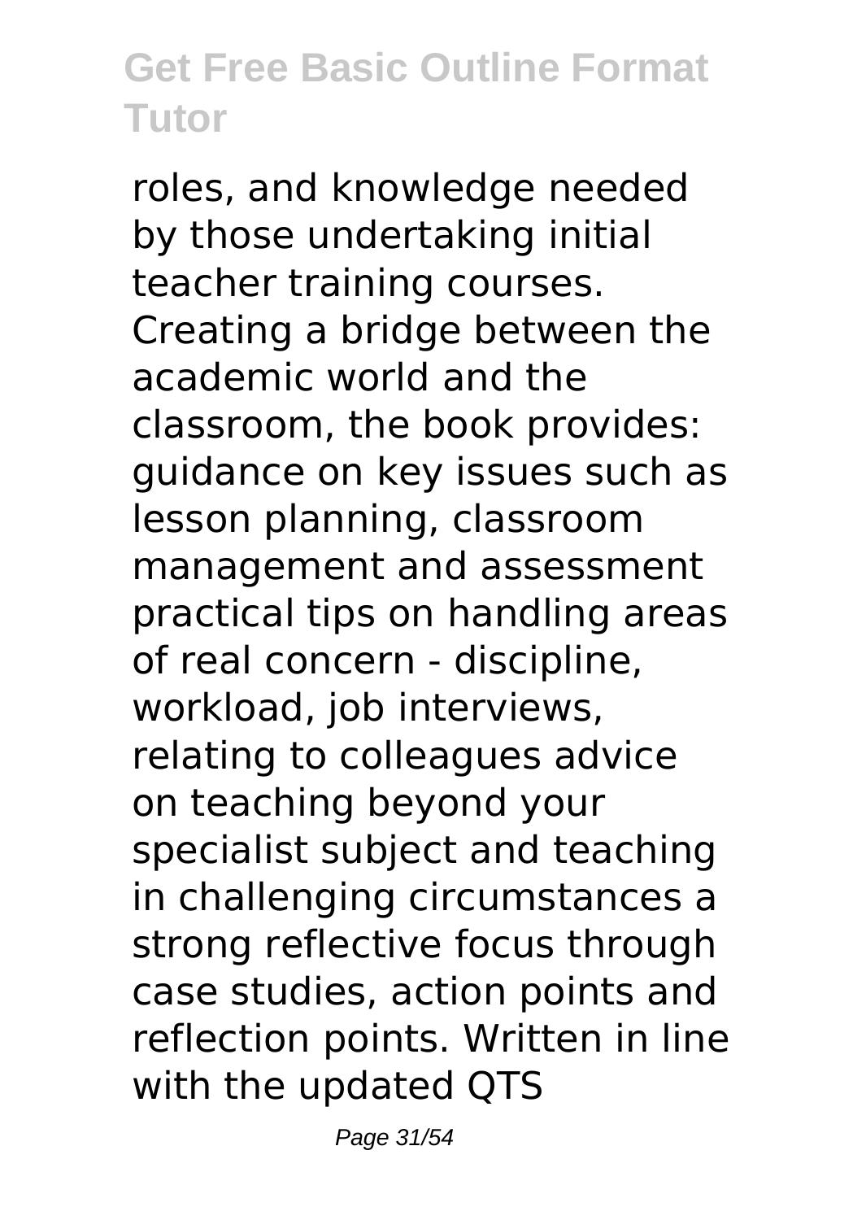roles, and knowledge needed by those undertaking initial teacher training courses. Creating a bridge between the academic world and the classroom, the book provides: guidance on key issues such as lesson planning, classroom management and assessment practical tips on handling areas of real concern - discipline, workload, job interviews, relating to colleagues advice on teaching beyond your specialist subject and teaching in challenging circumstances a strong reflective focus through case studies, action points and reflection points. Written in line with the updated QTS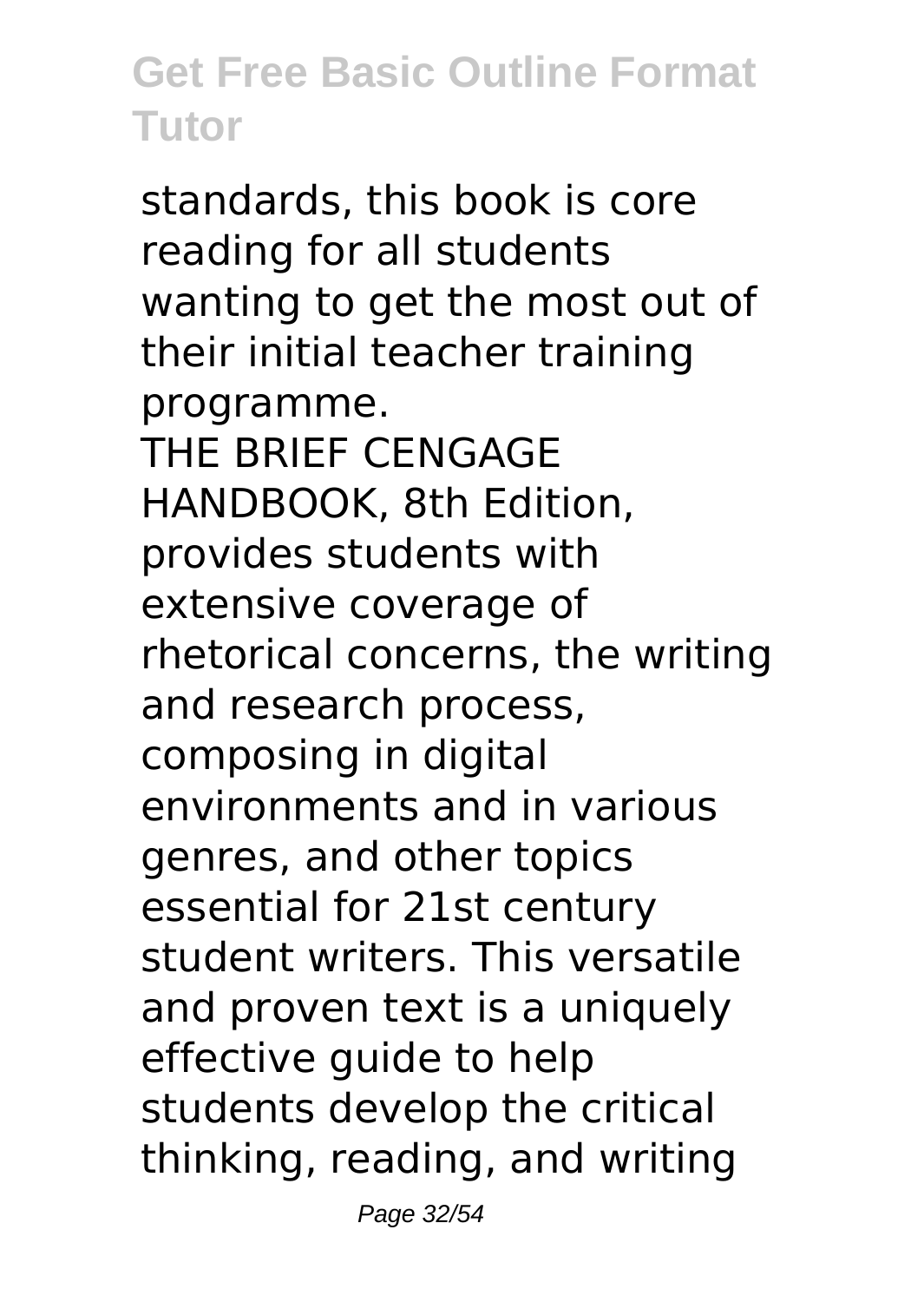standards, this book is core reading for all students wanting to get the most out of their initial teacher training programme.

THE BRIEF CENGAGE HANDBOOK, 8th Edition, provides students with extensive coverage of rhetorical concerns, the writing and research process, composing in digital environments and in various genres, and other topics essential for 21st century student writers. This versatile and proven text is a uniquely effective guide to help students develop the critical thinking, reading, and writing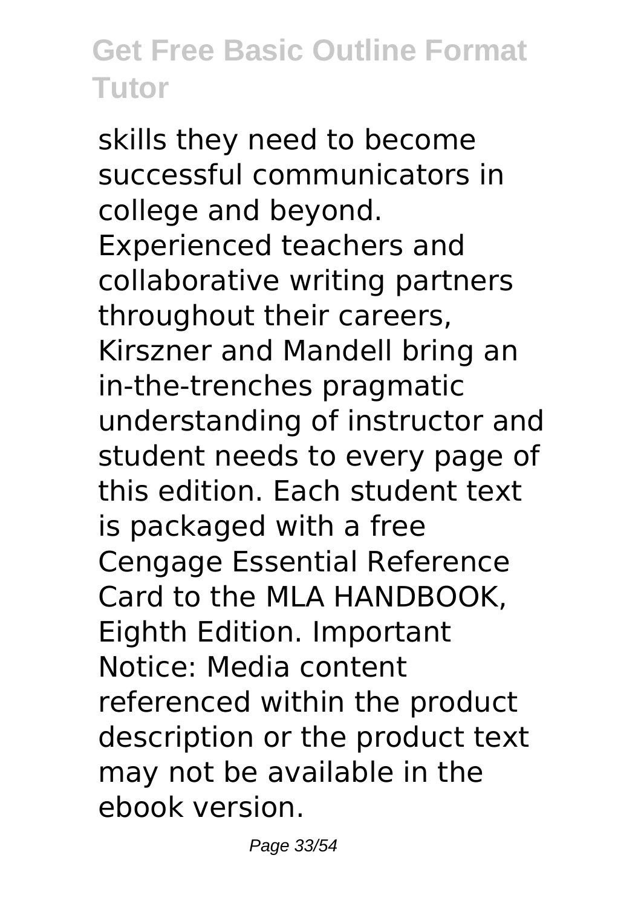skills they need to become successful communicators in college and beyond. Experienced teachers and collaborative writing partners throughout their careers, Kirszner and Mandell bring an in-the-trenches pragmatic understanding of instructor and student needs to every page of this edition. Each student text is packaged with a free Cengage Essential Reference Card to the MLA HANDBOOK, Eighth Edition. Important Notice: Media content referenced within the product description or the product text may not be available in the ebook version.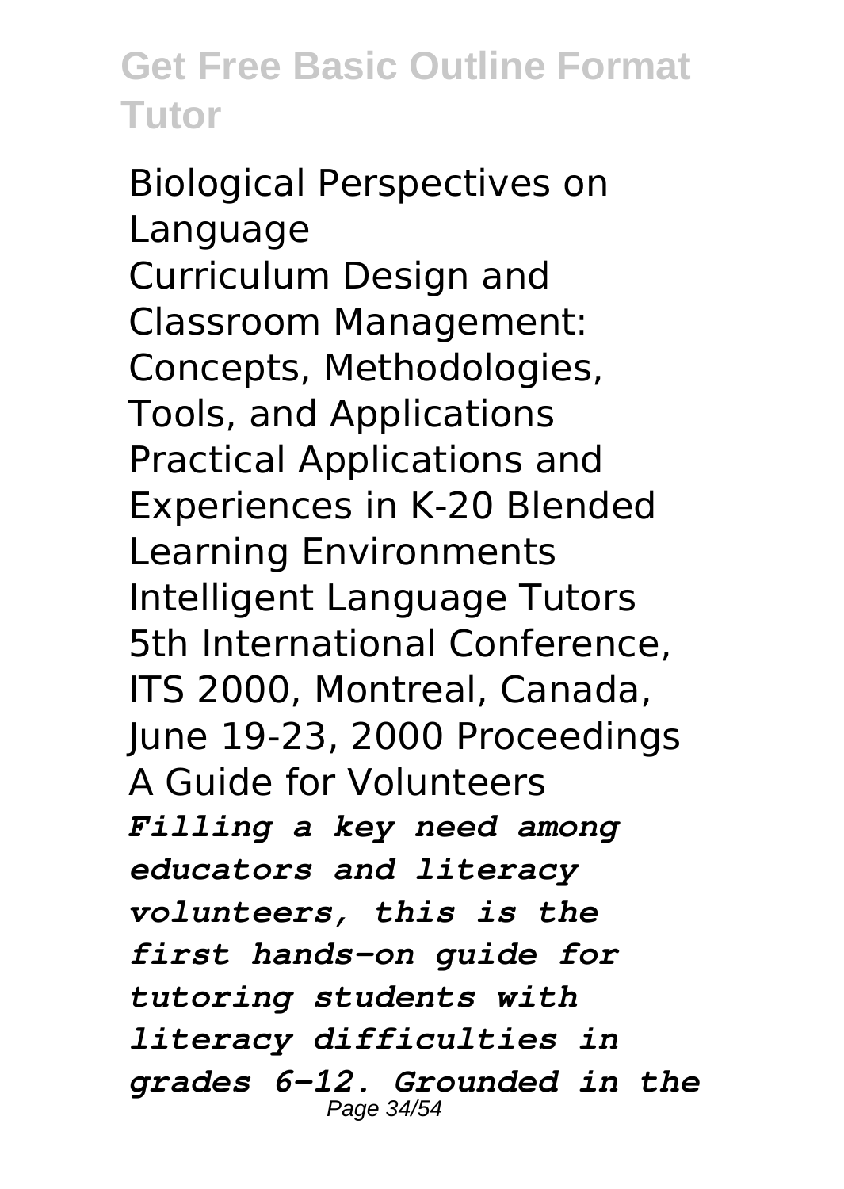Biological Perspectives on Language
Curriculum Design and Classroom Management: Concepts, Methodologies, Tools, and Applications
Practical Applications and Experiences in K-20 Blended Learning Environments
Intelligent Language Tutors
5th International Conference, ITS 2000, Montreal, Canada, June 19-23, 2000 Proceedings
A Guide for Volunteers

***Filling a key need among educators and literacy volunteers, this is the first hands-on guide for tutoring students with literacy difficulties in grades 6-12. Grounded in the***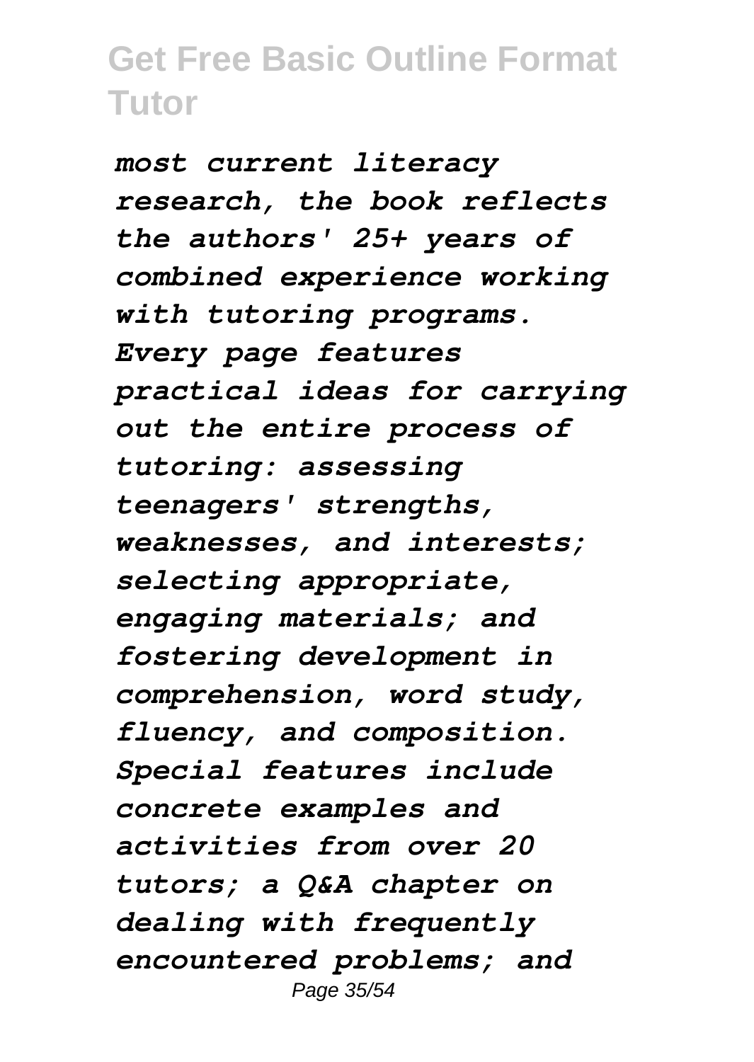*most current literacy research, the book reflects the authors' 25+ years of combined experience working with tutoring programs. Every page features practical ideas for carrying out the entire process of tutoring: assessing teenagers' strengths, weaknesses, and interests; selecting appropriate, engaging materials; and fostering development in comprehension, word study, fluency, and composition. Special features include concrete examples and activities from over 20 tutors; a Q&A chapter on dealing with frequently encountered problems; and*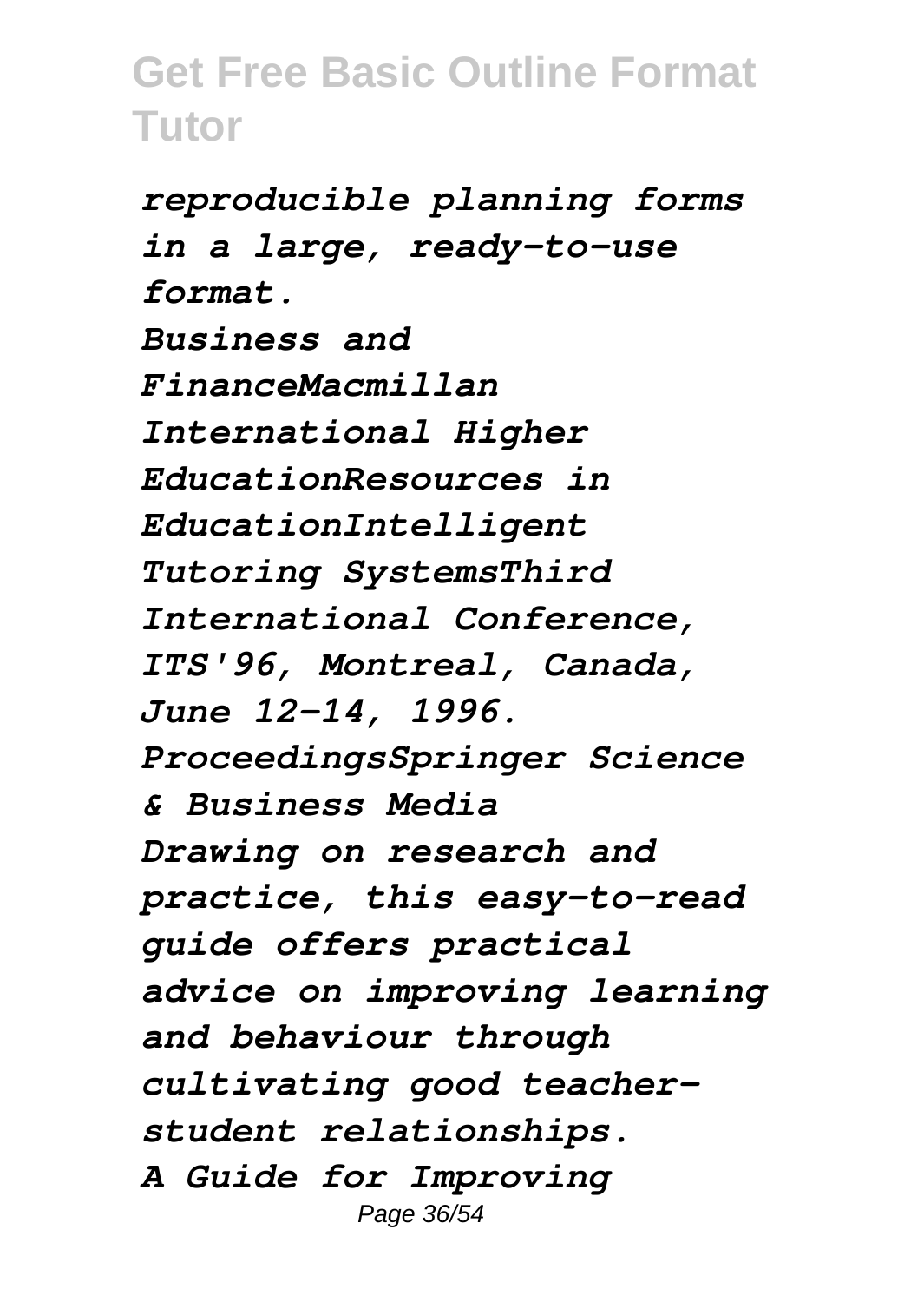*reproducible planning forms in a large, ready-to-use format.*

*Business and FinanceMacmillan International Higher EducationResources in EducationIntelligent Tutoring SystemsThird International Conference, ITS'96, Montreal, Canada, June 12-14, 1996. ProceedingsSpringer Science & Business Media*

*Drawing on research and practice, this easy-to-read guide offers practical advice on improving learning and behaviour through cultivating good teacher-student relationships.*

*A Guide for Improving*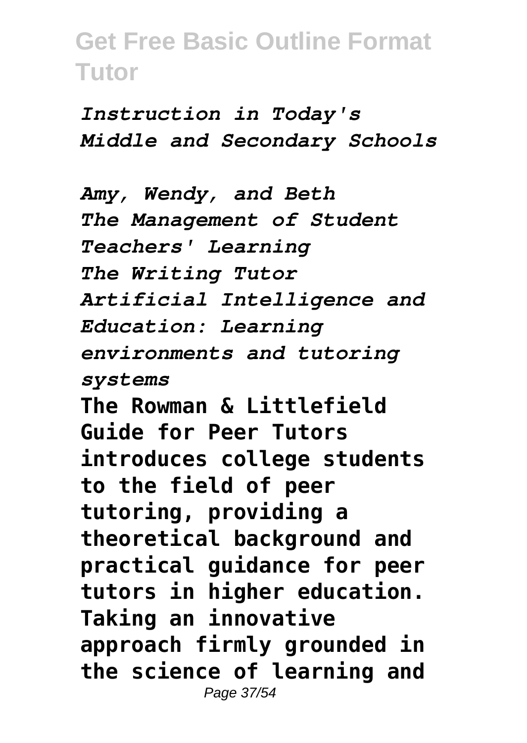*Instruction in Today's Middle and Secondary Schools*

*Amy, Wendy, and Beth*
*The Management of Student Teachers' Learning*
*The Writing Tutor*
*Artificial Intelligence and Education: Learning environments and tutoring systems*

**The Rowman & Littlefield Guide for Peer Tutors introduces college students to the field of peer tutoring, providing a theoretical background and practical guidance for peer tutors in higher education. Taking an innovative approach firmly grounded in the science of learning and**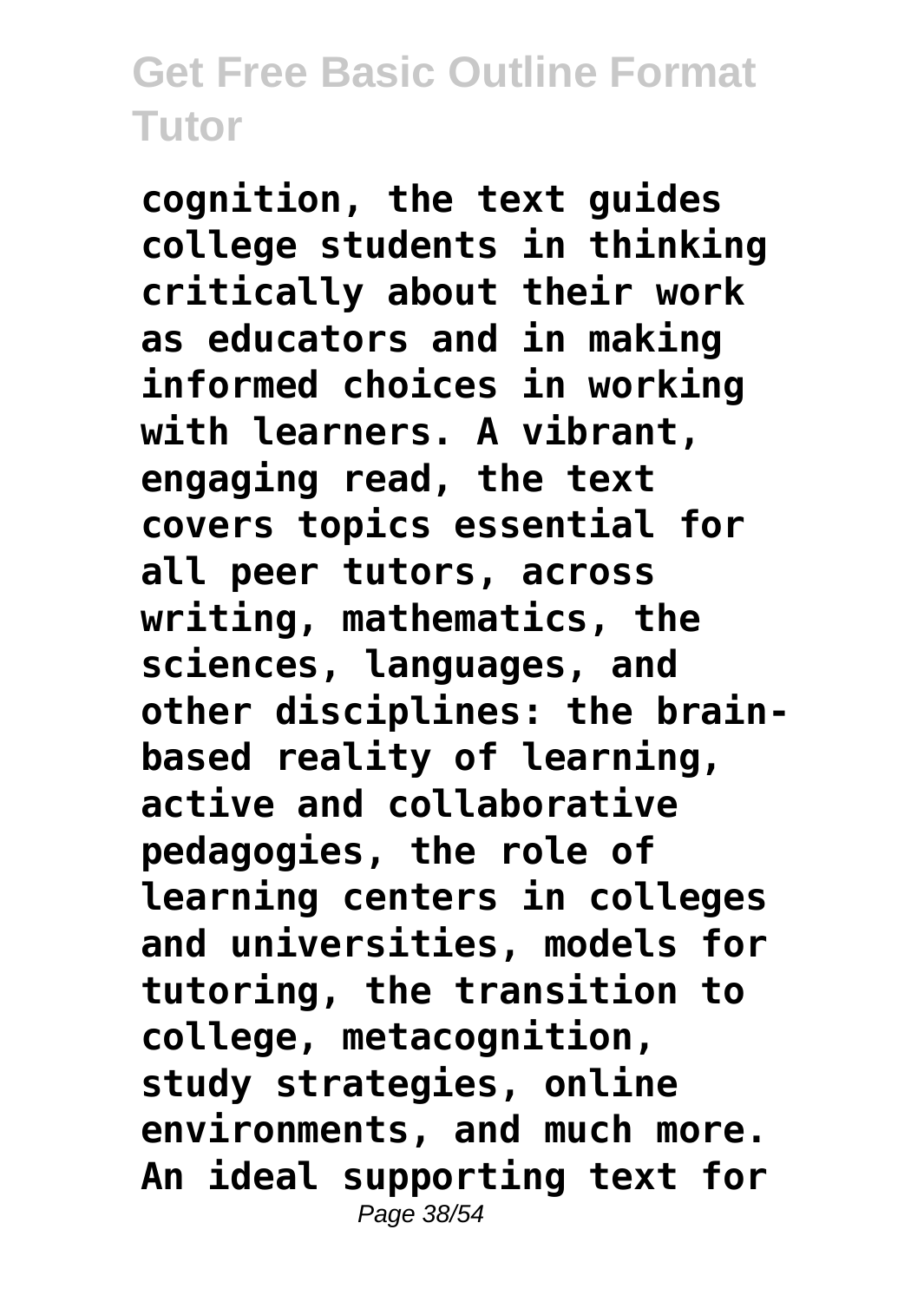cognition, the text guides college students in thinking critically about their work as educators and in making informed choices in working with learners. A vibrant, engaging read, the text covers topics essential for all peer tutors, across writing, mathematics, the sciences, languages, and other disciplines: the brain-based reality of learning, active and collaborative pedagogies, the role of learning centers in colleges and universities, models for tutoring, the transition to college, metacognition, study strategies, online environments, and much more. An ideal supporting text for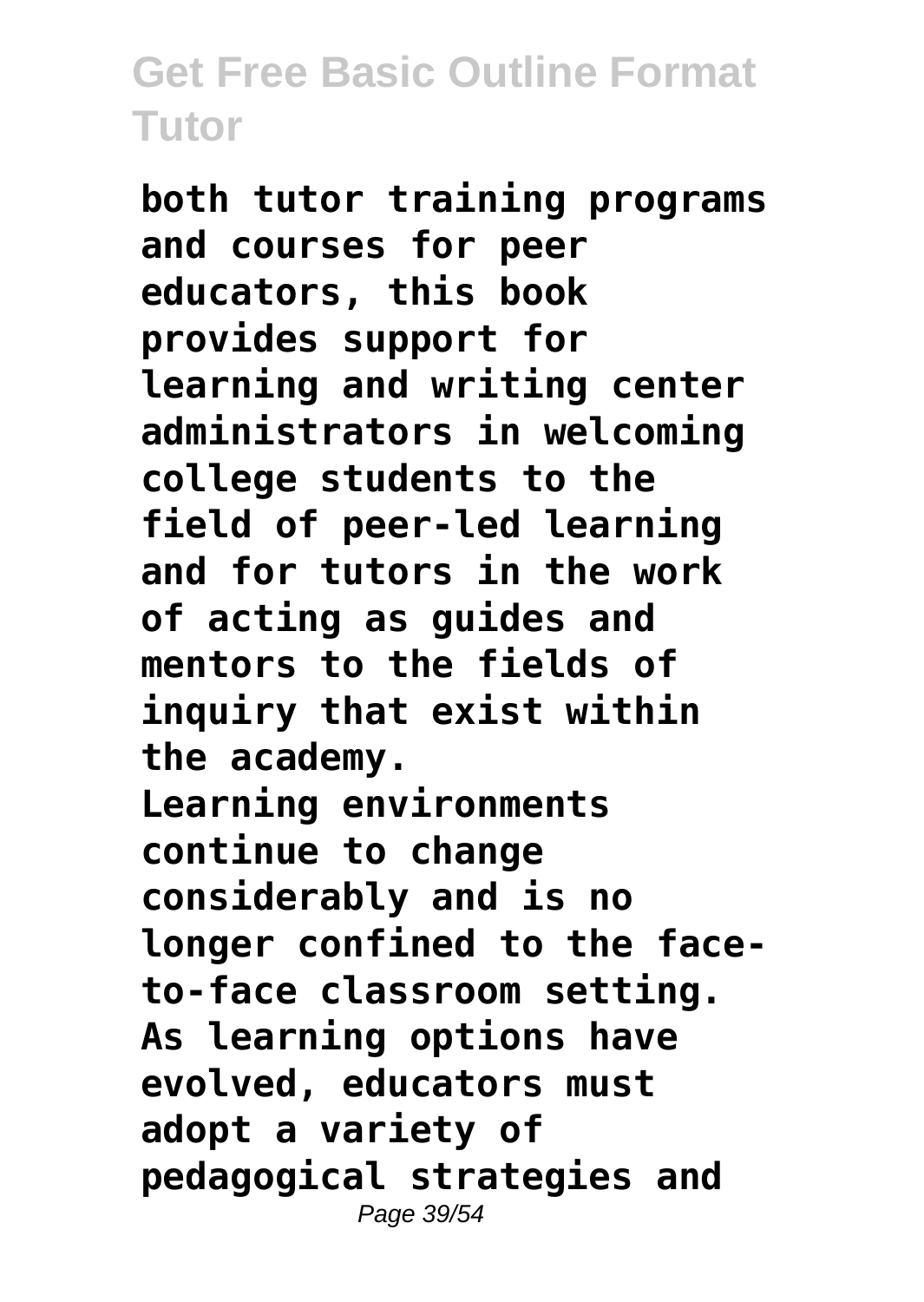**both tutor training programs and courses for peer educators, this book provides support for learning and writing center administrators in welcoming college students to the field of peer-led learning and for tutors in the work of acting as guides and mentors to the fields of inquiry that exist within the academy.**

**Learning environments continue to change considerably and is no longer confined to the face-to-face classroom setting. As learning options have evolved, educators must adopt a variety of pedagogical strategies and**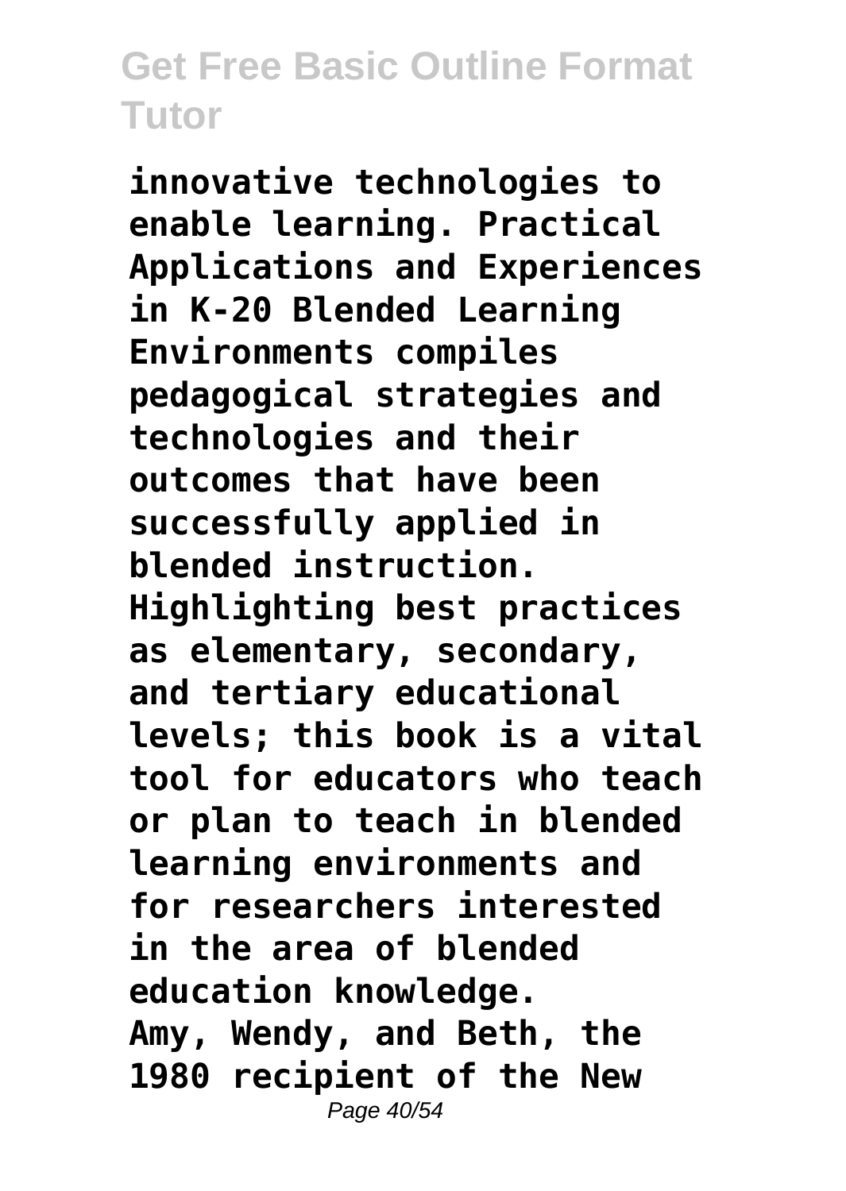**innovative technologies to enable learning. Practical Applications and Experiences in K-20 Blended Learning Environments compiles pedagogical strategies and technologies and their outcomes that have been successfully applied in blended instruction. Highlighting best practices as elementary, secondary, and tertiary educational levels; this book is a vital tool for educators who teach or plan to teach in blended learning environments and for researchers interested in the area of blended education knowledge.**

**Amy, Wendy, and Beth, the 1980 recipient of the New**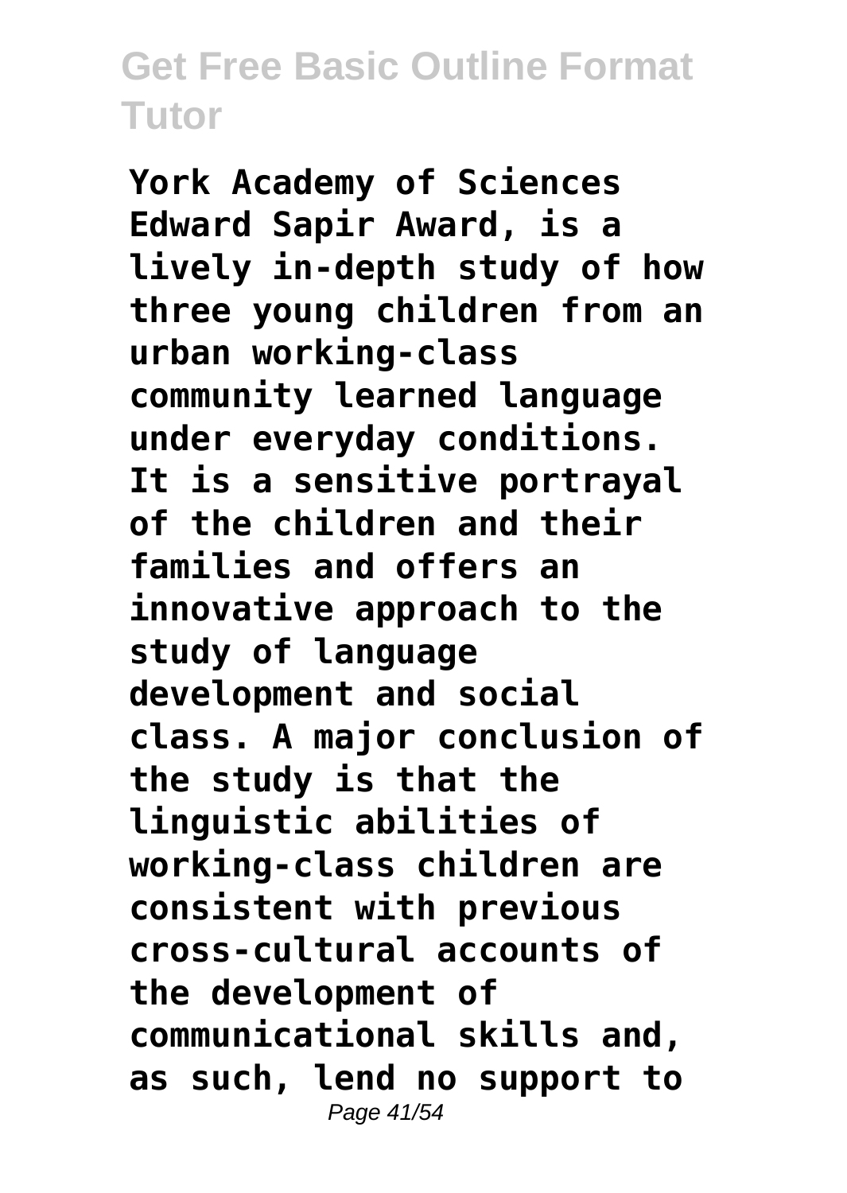**York Academy of Sciences Edward Sapir Award, is a lively in-depth study of how three young children from an urban working-class community learned language under everyday conditions. It is a sensitive portrayal of the children and their families and offers an innovative approach to the study of language development and social class. A major conclusion of the study is that the linguistic abilities of working-class children are consistent with previous cross-cultural accounts of the development of communicational skills and, as such, lend no support to**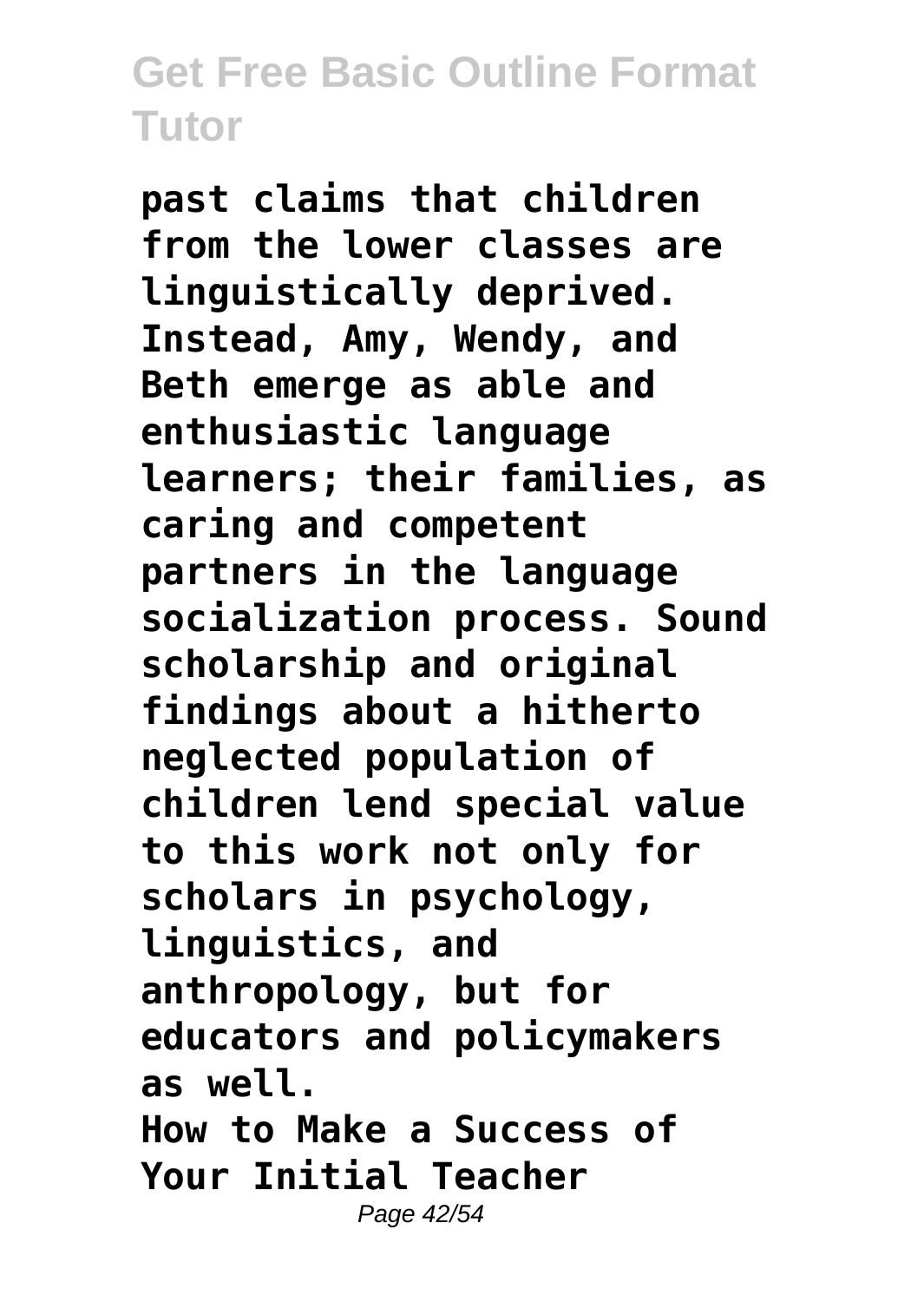**past claims that children from the lower classes are linguistically deprived. Instead, Amy, Wendy, and Beth emerge as able and enthusiastic language learners; their families, as caring and competent partners in the language socialization process. Sound scholarship and original findings about a hitherto neglected population of children lend special value to this work not only for scholars in psychology, linguistics, and anthropology, but for educators and policymakers as well.**

**How to Make a Success of Your Initial Teacher**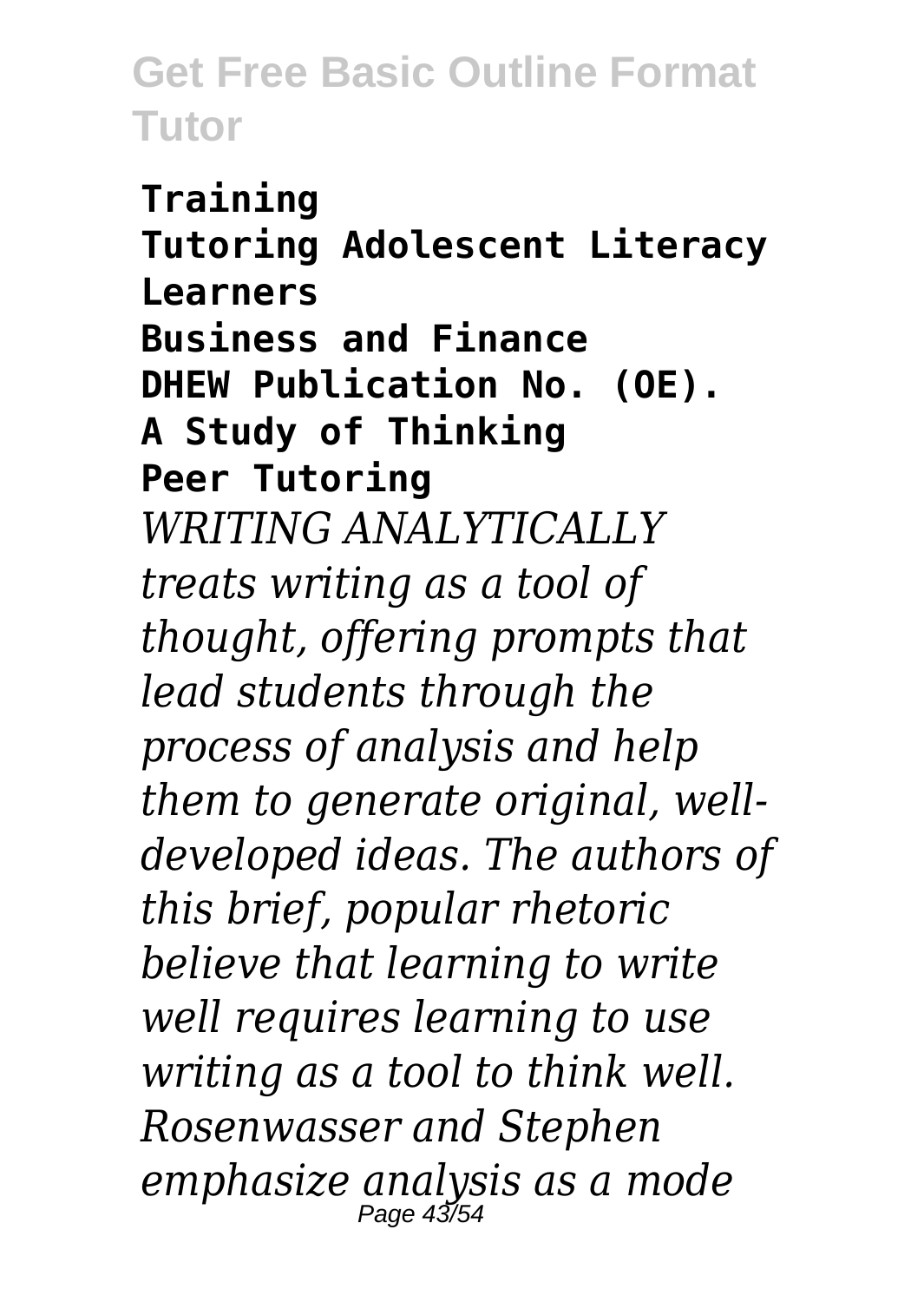**Training**
**Tutoring Adolescent Literacy Learners**
**Business and Finance**
**DHEW Publication No. (OE).**
**A Study of Thinking**
**Peer Tutoring**

*WRITING ANALYTICALLY treats writing as a tool of thought, offering prompts that lead students through the process of analysis and help them to generate original, well-developed ideas. The authors of this brief, popular rhetoric believe that learning to write well requires learning to use writing as a tool to think well. Rosenwasser and Stephen emphasize analysis as a mode*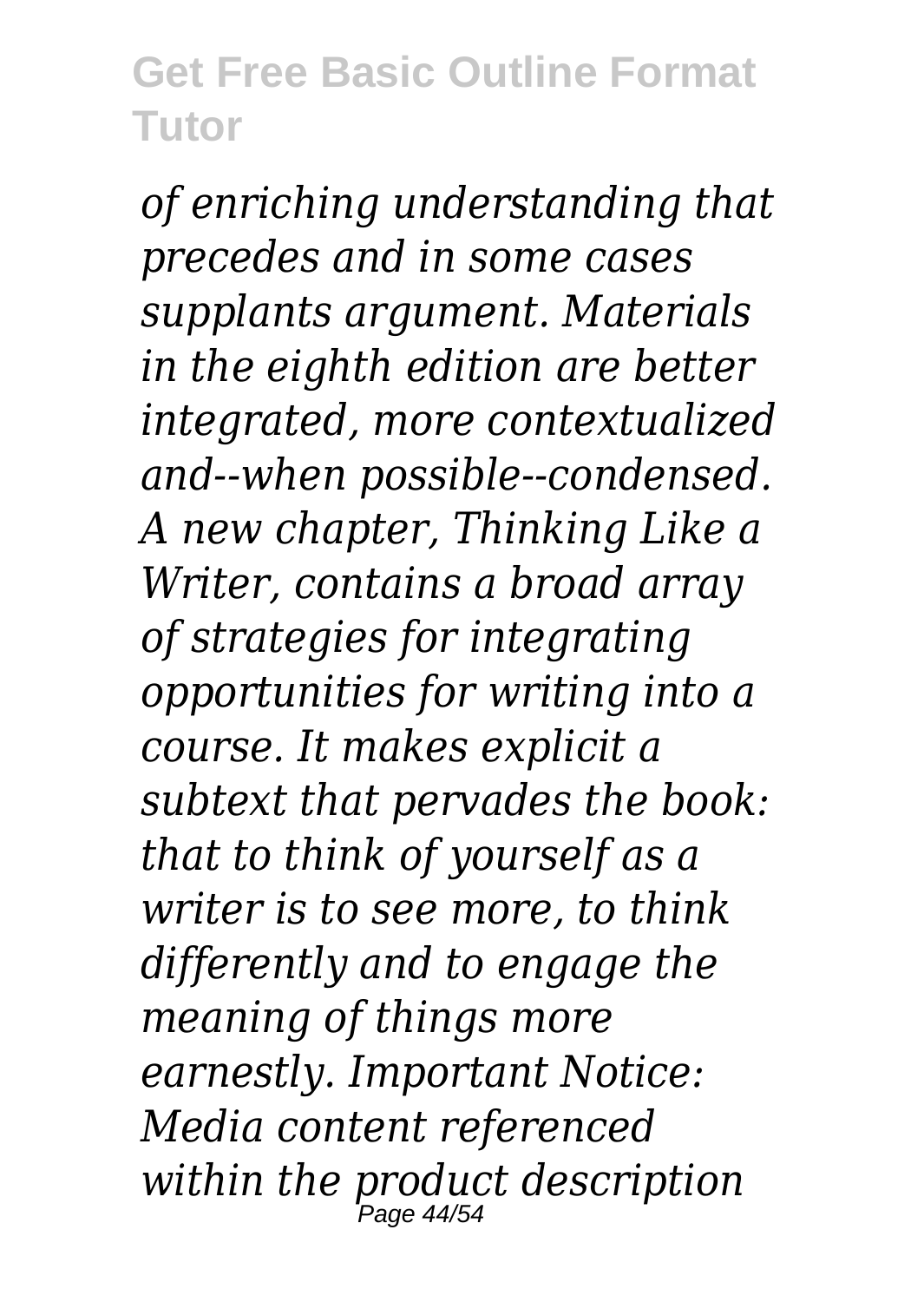*of enriching understanding that precedes and in some cases supplants argument. Materials in the eighth edition are better integrated, more contextualized and--when possible--condensed. A new chapter, Thinking Like a Writer, contains a broad array of strategies for integrating opportunities for writing into a course. It makes explicit a subtext that pervades the book: that to think of yourself as a writer is to see more, to think differently and to engage the meaning of things more earnestly. Important Notice: Media content referenced within the product description*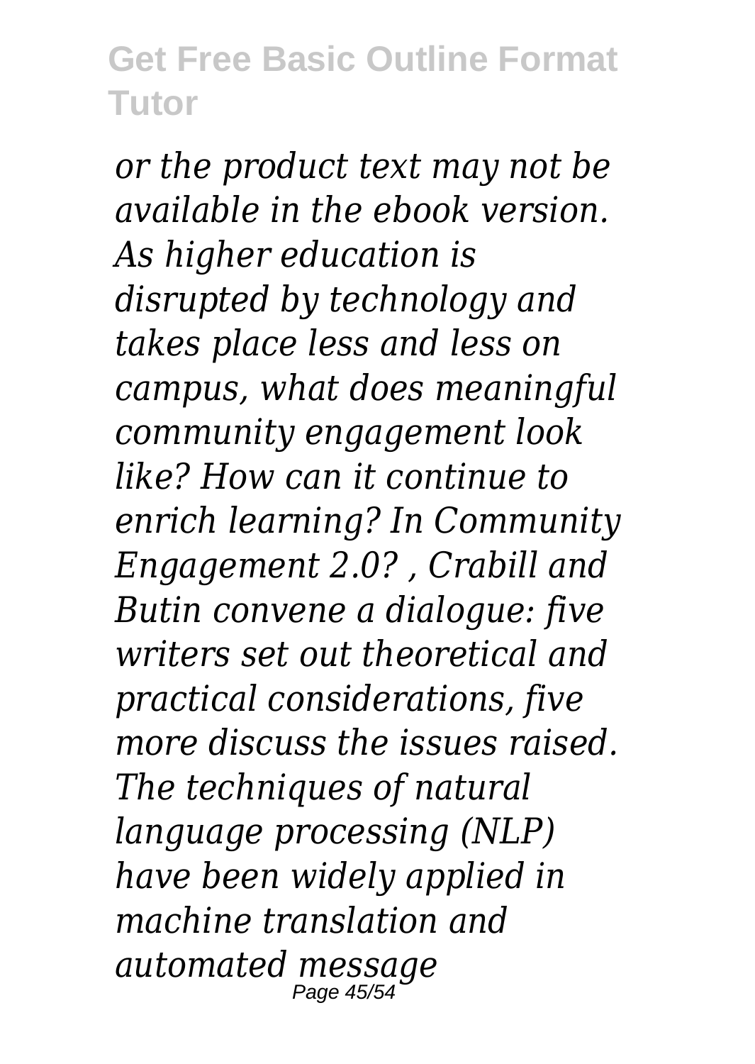*or the product text may not be available in the ebook version. As higher education is disrupted by technology and takes place less and less on campus, what does meaningful community engagement look like? How can it continue to enrich learning? In Community Engagement 2.0? , Crabill and Butin convene a dialogue: five writers set out theoretical and practical considerations, five more discuss the issues raised. The techniques of natural language processing (NLP) have been widely applied in machine translation and automated message*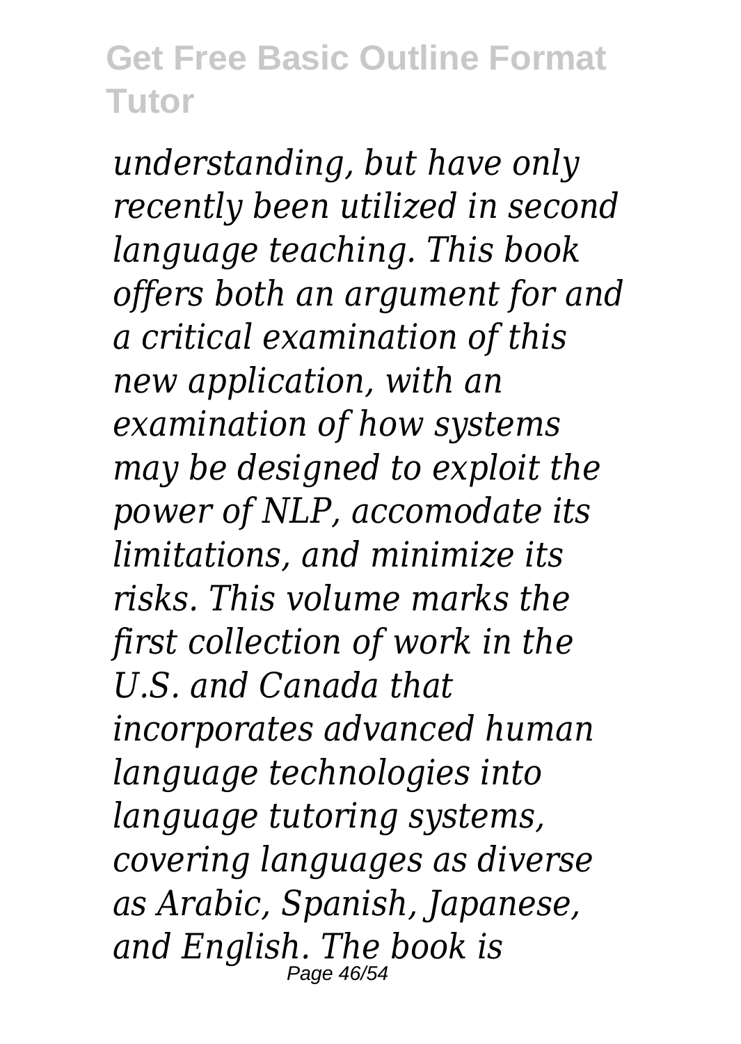*understanding, but have only recently been utilized in second language teaching. This book offers both an argument for and a critical examination of this new application, with an examination of how systems may be designed to exploit the power of NLP, accomodate its limitations, and minimize its risks. This volume marks the first collection of work in the U.S. and Canada that incorporates advanced human language technologies into language tutoring systems, covering languages as diverse as Arabic, Spanish, Japanese, and English. The book is*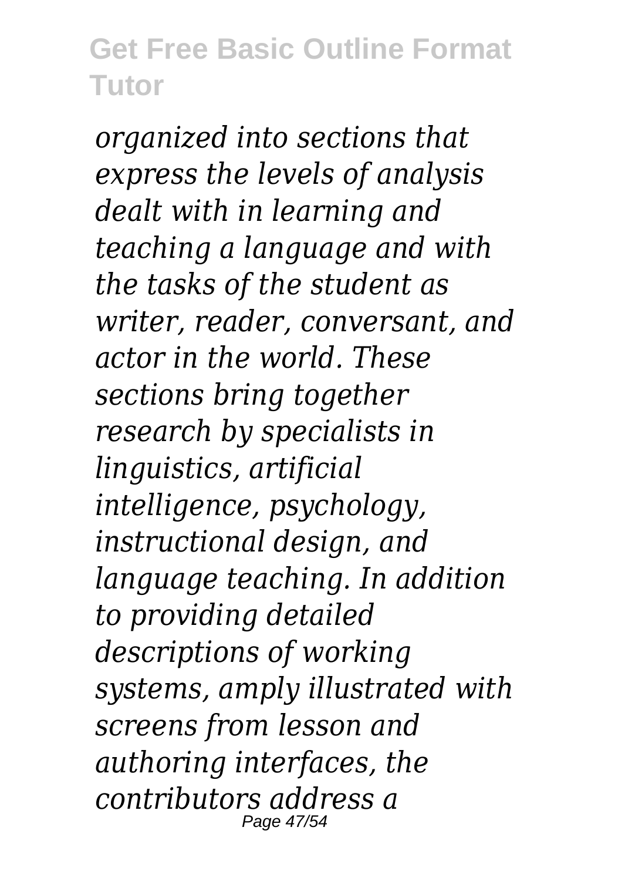*organized into sections that express the levels of analysis dealt with in learning and teaching a language and with the tasks of the student as writer, reader, conversant, and actor in the world. These sections bring together research by specialists in linguistics, artificial intelligence, psychology, instructional design, and language teaching. In addition to providing detailed descriptions of working systems, amply illustrated with screens from lesson and authoring interfaces, the contributors address a*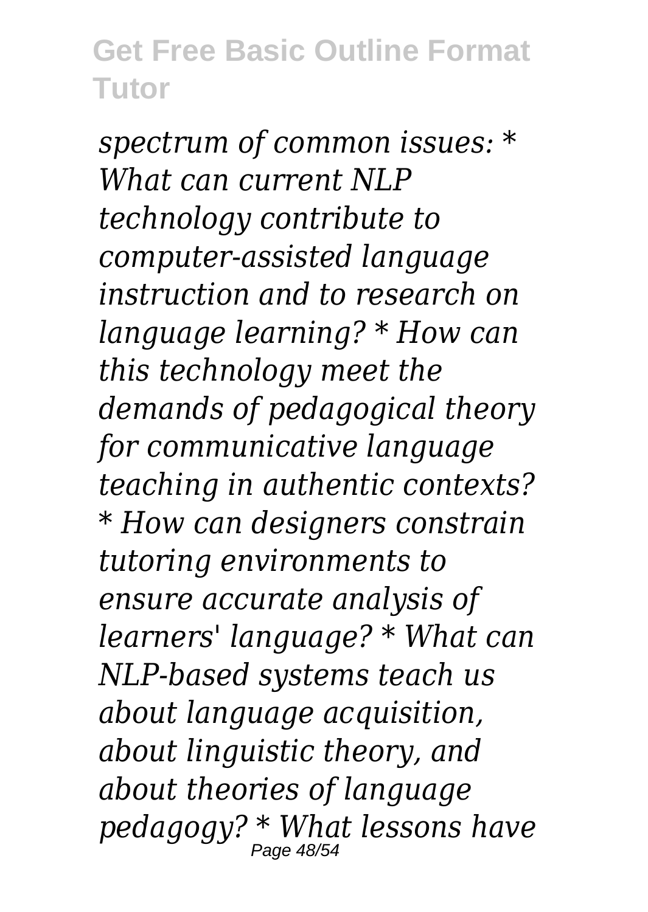*spectrum of common issues: * What can current NLP technology contribute to computer-assisted language instruction and to research on language learning? * How can this technology meet the demands of pedagogical theory for communicative language teaching in authentic contexts? * How can designers constrain tutoring environments to ensure accurate analysis of learners' language? * What can NLP-based systems teach us about language acquisition, about linguistic theory, and about theories of language pedagogy? * What lessons have*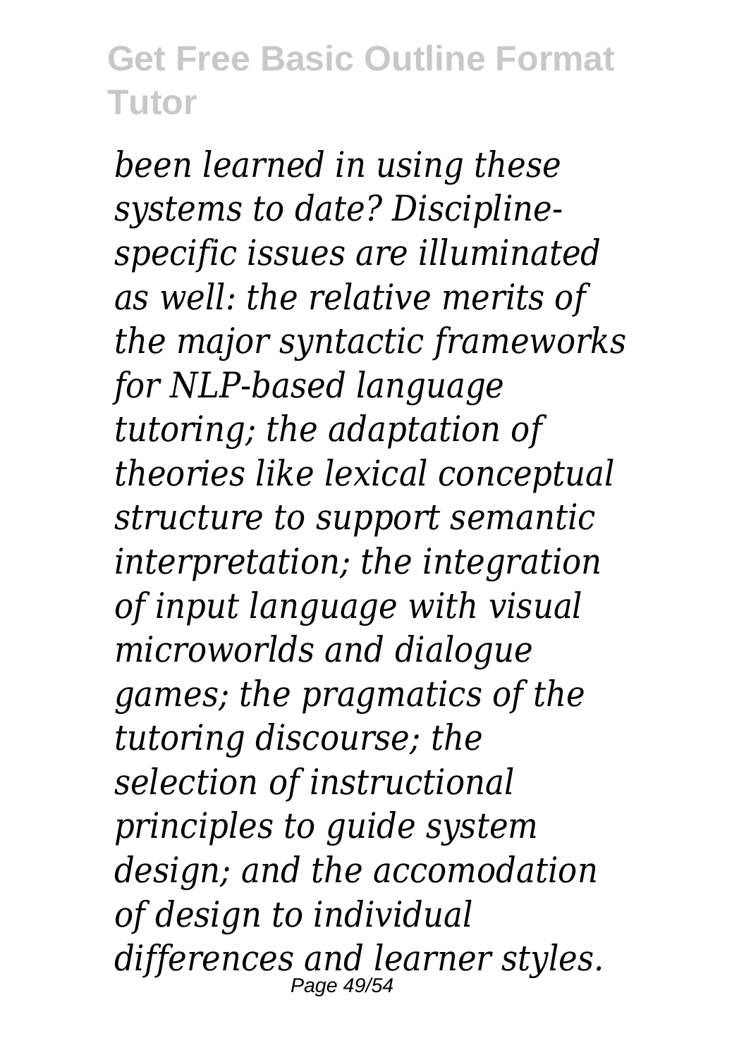*been learned in using these systems to date? Discipline-specific issues are illuminated as well: the relative merits of the major syntactic frameworks for NLP-based language tutoring; the adaptation of theories like lexical conceptual structure to support semantic interpretation; the integration of input language with visual microworlds and dialogue games; the pragmatics of the tutoring discourse; the selection of instructional principles to guide system design; and the accomodation of design to individual differences and learner styles.*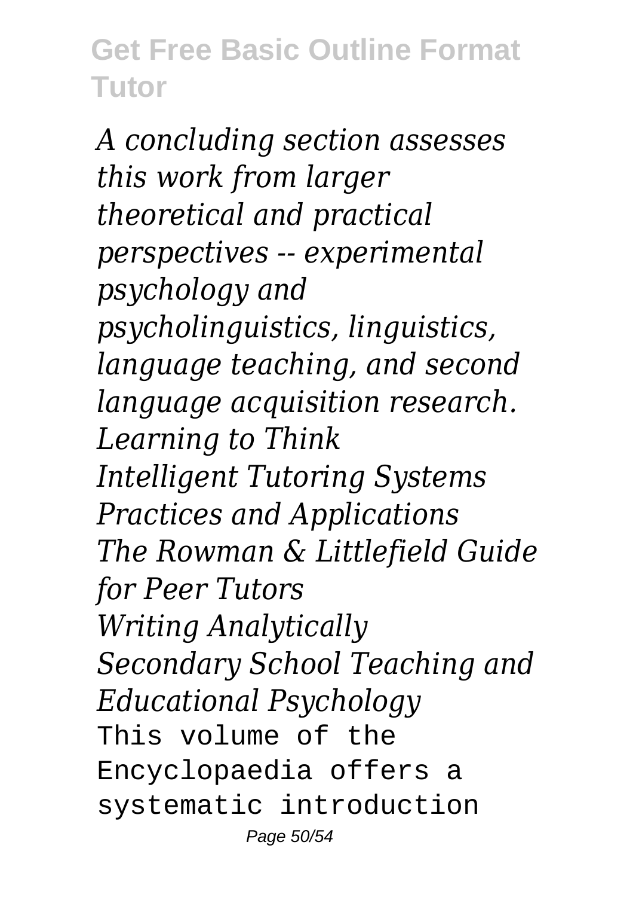*A concluding section assesses this work from larger theoretical and practical perspectives -- experimental psychology and psycholinguistics, linguistics, language teaching, and second language acquisition research.*

*Learning to Think*

*Intelligent Tutoring Systems*

*Practices and Applications*

*The Rowman & Littlefield Guide for Peer Tutors*

*Writing Analytically*

*Secondary School Teaching and Educational Psychology*

This volume of the Encyclopaedia offers a systematic introduction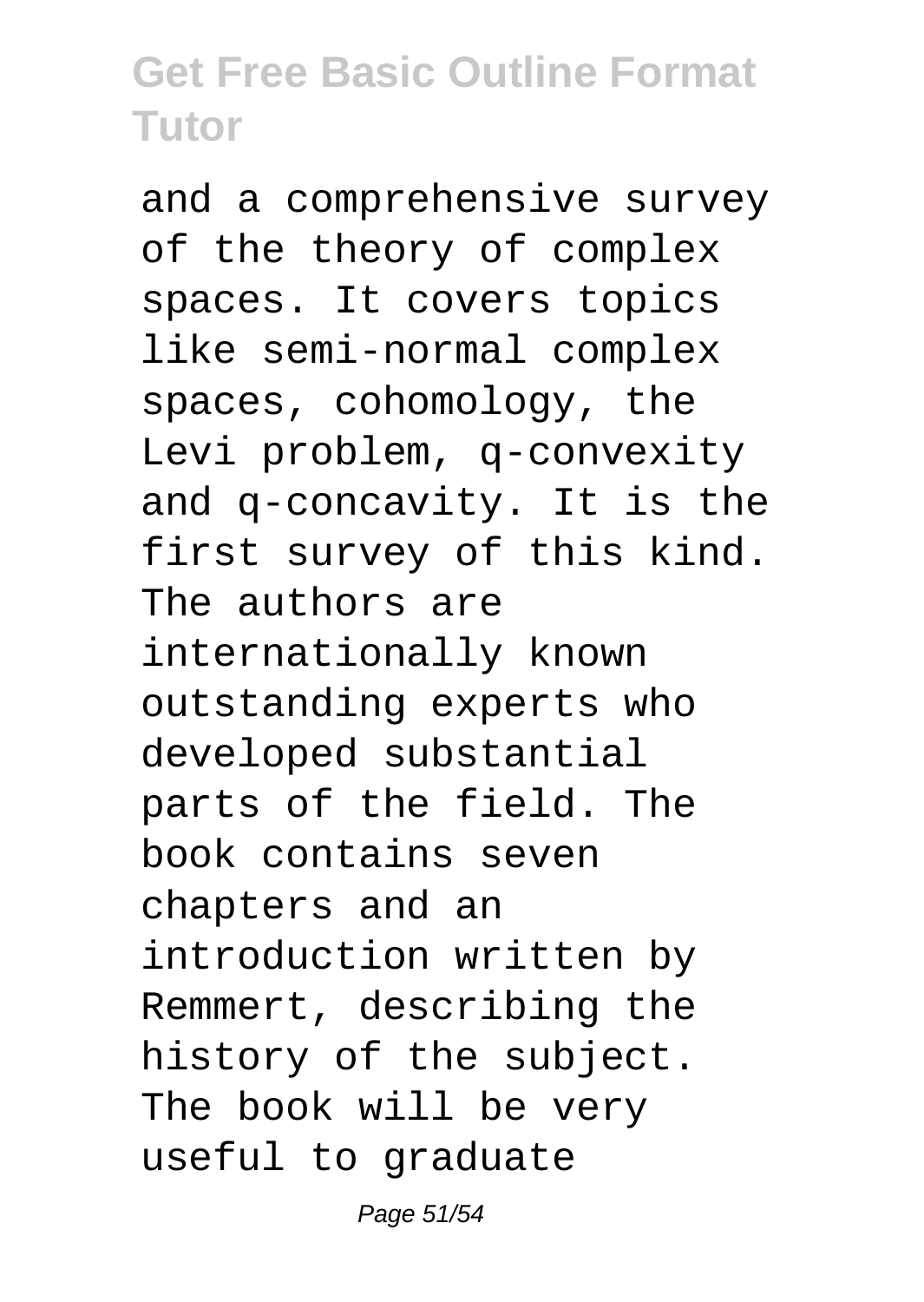and a comprehensive survey of the theory of complex spaces. It covers topics like semi-normal complex spaces, cohomology, the Levi problem, q-convexity and q-concavity. It is the first survey of this kind. The authors are internationally known outstanding experts who developed substantial parts of the field. The book contains seven chapters and an introduction written by Remmert, describing the history of the subject. The book will be very useful to graduate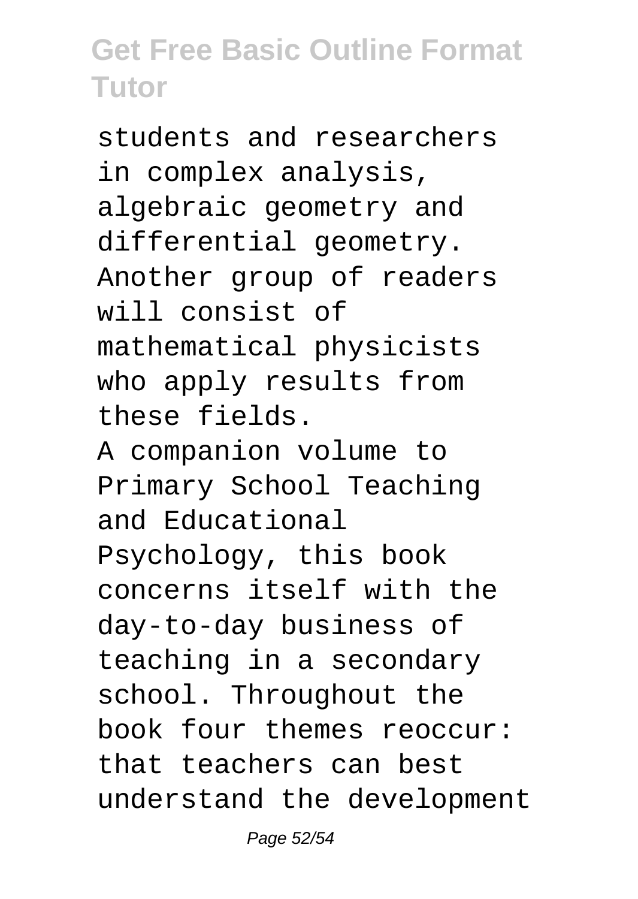students and researchers in complex analysis, algebraic geometry and differential geometry. Another group of readers will consist of mathematical physicists who apply results from these fields.

A companion volume to Primary School Teaching and Educational Psychology, this book concerns itself with the day-to-day business of teaching in a secondary school. Throughout the book four themes reoccur: that teachers can best understand the development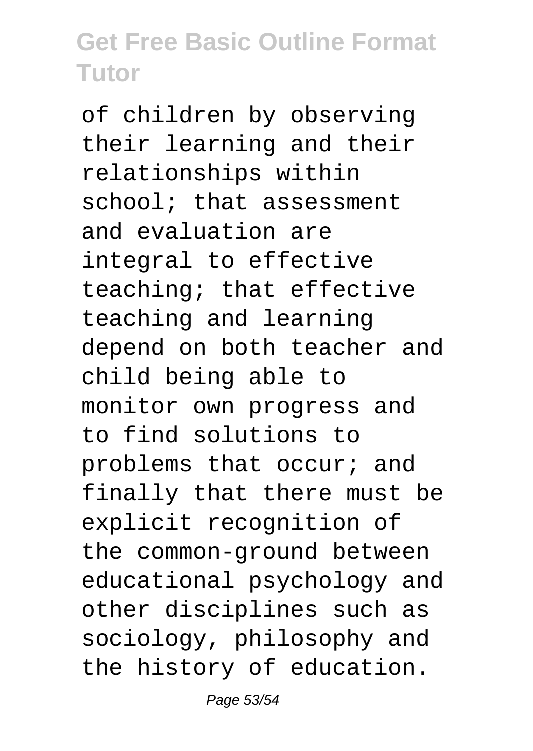of children by observing their learning and their relationships within school; that assessment and evaluation are integral to effective teaching; that effective teaching and learning depend on both teacher and child being able to monitor own progress and to find solutions to problems that occur; and finally that there must be explicit recognition of the common-ground between educational psychology and other disciplines such as sociology, philosophy and the history of education.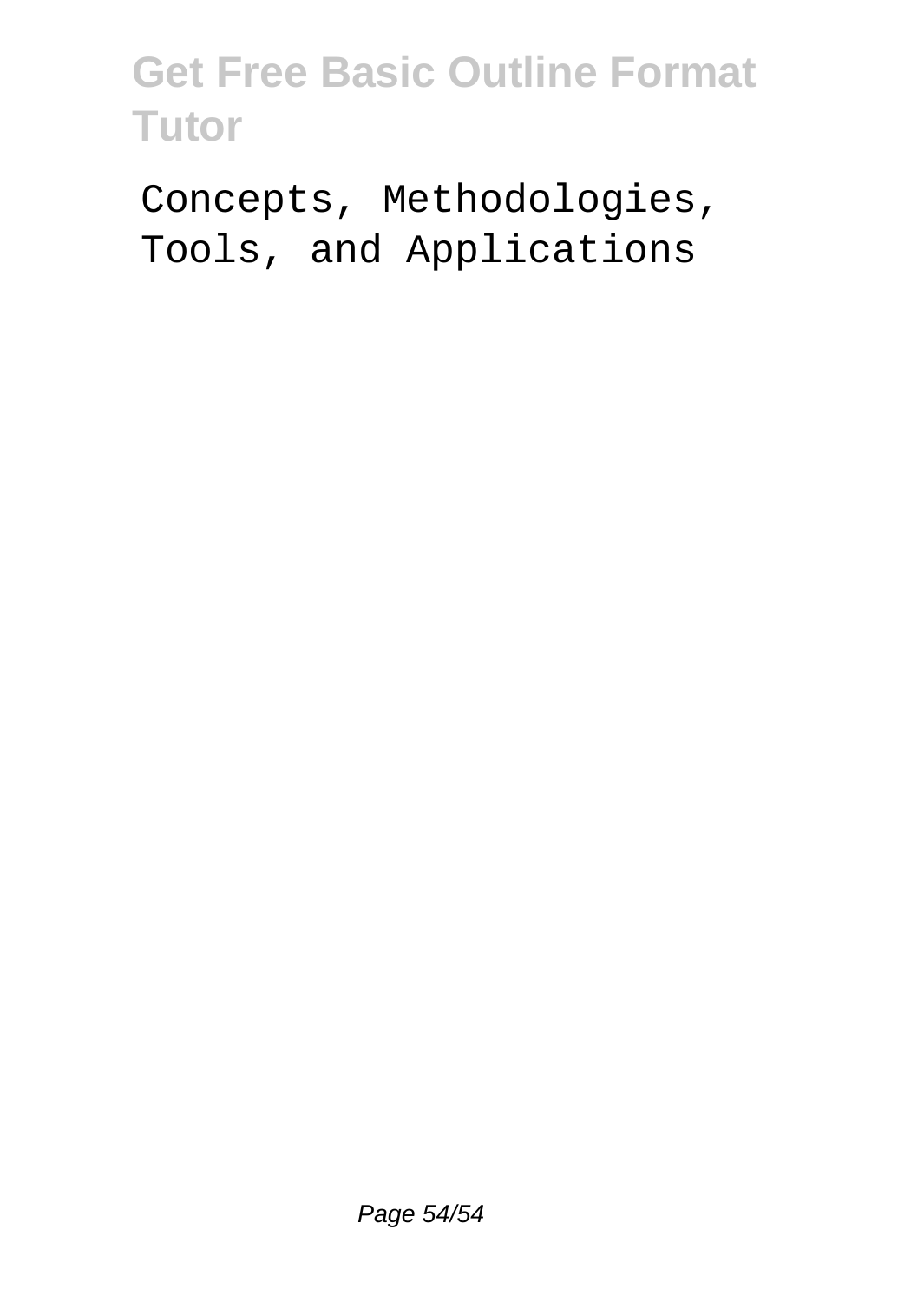Concepts, Methodologies, Tools, and Applications